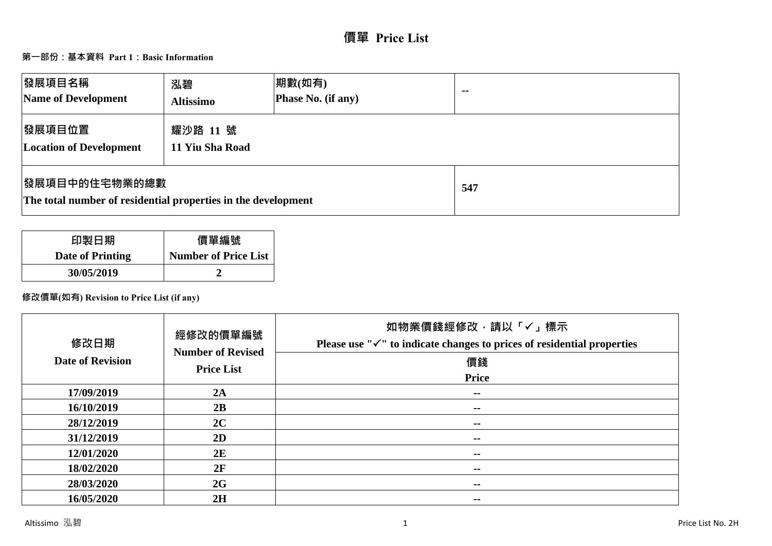# 價單 Price List

## 第一部份：基本資料 Part 1：Basic Information

| 發展項目名稱 Name of Development | 泓碧 Altissimo | 期數(如有) Phase No. (if any) | -- |
|---|---|---|---|
| 發展項目位置 Location of Development | 耀沙路 11 號 11 Yiu Sha Road | | |
| 發展項目中的住宅物業的總數 The total number of residential properties in the development | | | 547 |

| 印製日期 Date of Printing | 價單編號 Number of Price List |
|---|---|
| 30/05/2019 | 2 |

**修改價單(如有) Revision to Price List (if any)**

| 修改日期 Date of Revision | 經修改的價單編號 Number of Revised Price List | 如物業價錢經修改，請以「✓」標示 Please use "✓" to indicate changes to prices of residential properties |
|---|---|---|
| | | 價錢 Price |
| 17/09/2019 | 2A | -- |
| 16/10/2019 | 2B | -- |
| 28/12/2019 | 2C | -- |
| 31/12/2019 | 2D | -- |
| 12/01/2020 | 2E | -- |
| 18/02/2020 | 2F | -- |
| 28/03/2020 | 2G | -- |
| 16/05/2020 | 2H | -- |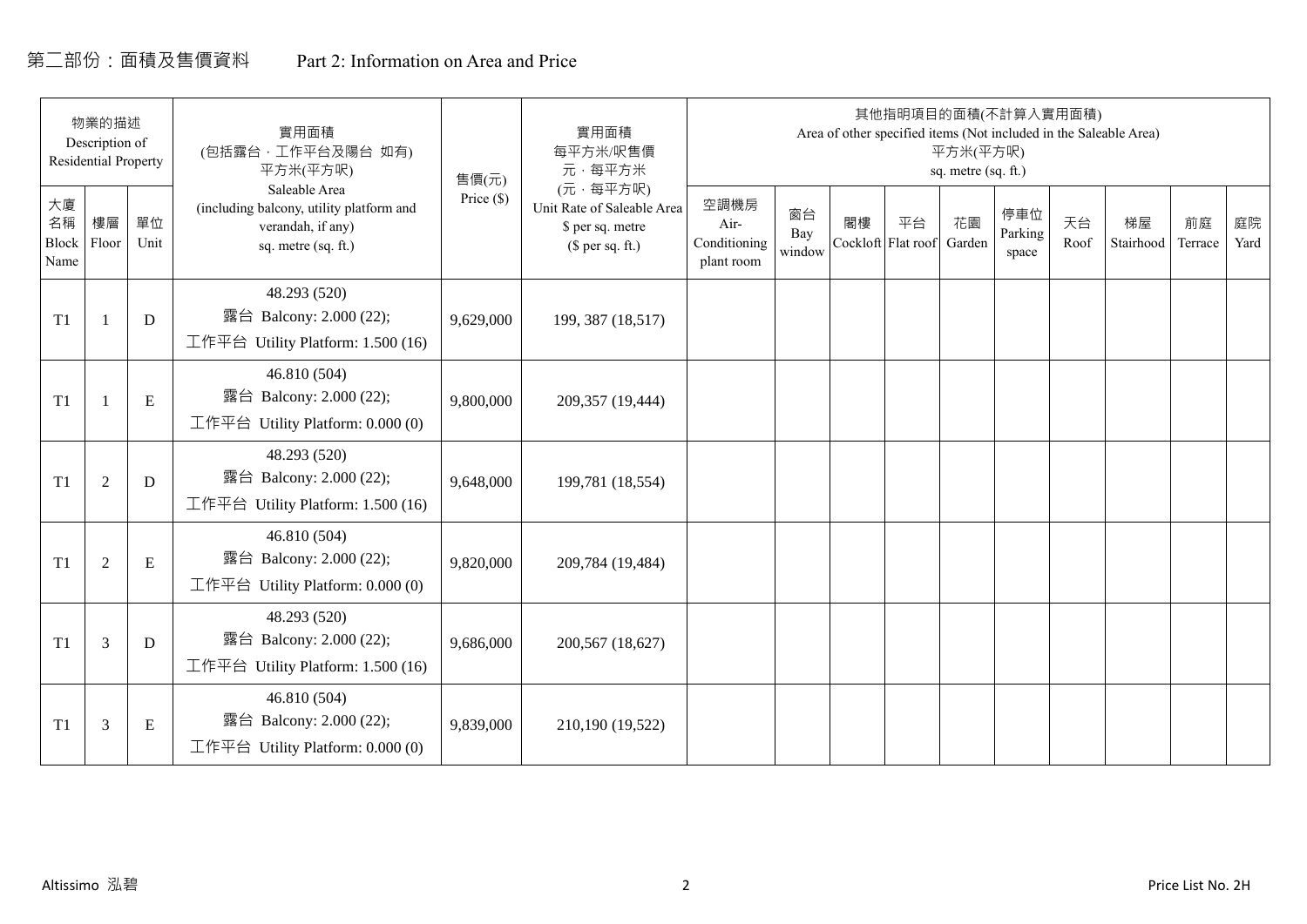# 第二部份：面積及售價資料　　Part 2: Information on Area and Price

| 物業的描述 Description of Residential Property | | | 實用面積 (包括露台，工作平台及陽台 如有) 平方米(平方呎) Saleable Area (including balcony, utility platform and verandah, if any) sq. metre (sq. ft.) | 售價(元) Price ($) | 實用面積 每平方米/呎售價 元，每平方米 (元，每平方呎) Unit Rate of Saleable Area $ per sq. metre ($ per sq. ft.) | 其他指明項目的面積(不計算入實用面積) Area of other specified items (Not included in the Saleable Area) 平方米(平方呎) sq. metre (sq. ft.) | | | | | | | | | |
|---|---|---|---|---|---|---|---|---|---|---|---|---|---|---|---|
| 大廈名稱 Block Name | 樓層 Floor | 單位 Unit | | | | 空調機房 Air-Conditioning plant room | 窗台 Bay window | 閣樓 Cockloft | 平台 Flat roof | 花園 Garden | 停車位 Parking space | 天台 Roof | 梯屋 Stairhood | 前庭 Terrace | 庭院 Yard |
| T1 | 1 | D | 48.293 (520) 露台 Balcony: 2.000 (22); 工作平台 Utility Platform: 1.500 (16) | 9,629,000 | 199, 387 (18,517) | | | | | | | | | | |
| T1 | 1 | E | 46.810 (504) 露台 Balcony: 2.000 (22); 工作平台 Utility Platform: 0.000 (0) | 9,800,000 | 209,357 (19,444) | | | | | | | | | | |
| T1 | 2 | D | 48.293 (520) 露台 Balcony: 2.000 (22); 工作平台 Utility Platform: 1.500 (16) | 9,648,000 | 199,781 (18,554) | | | | | | | | | | |
| T1 | 2 | E | 46.810 (504) 露台 Balcony: 2.000 (22); 工作平台 Utility Platform: 0.000 (0) | 9,820,000 | 209,784 (19,484) | | | | | | | | | | |
| T1 | 3 | D | 48.293 (520) 露台 Balcony: 2.000 (22); 工作平台 Utility Platform: 1.500 (16) | 9,686,000 | 200,567 (18,627) | | | | | | | | | | |
| T1 | 3 | E | 46.810 (504) 露台 Balcony: 2.000 (22); 工作平台 Utility Platform: 0.000 (0) | 9,839,000 | 210,190 (19,522) | | | | | | | | | | |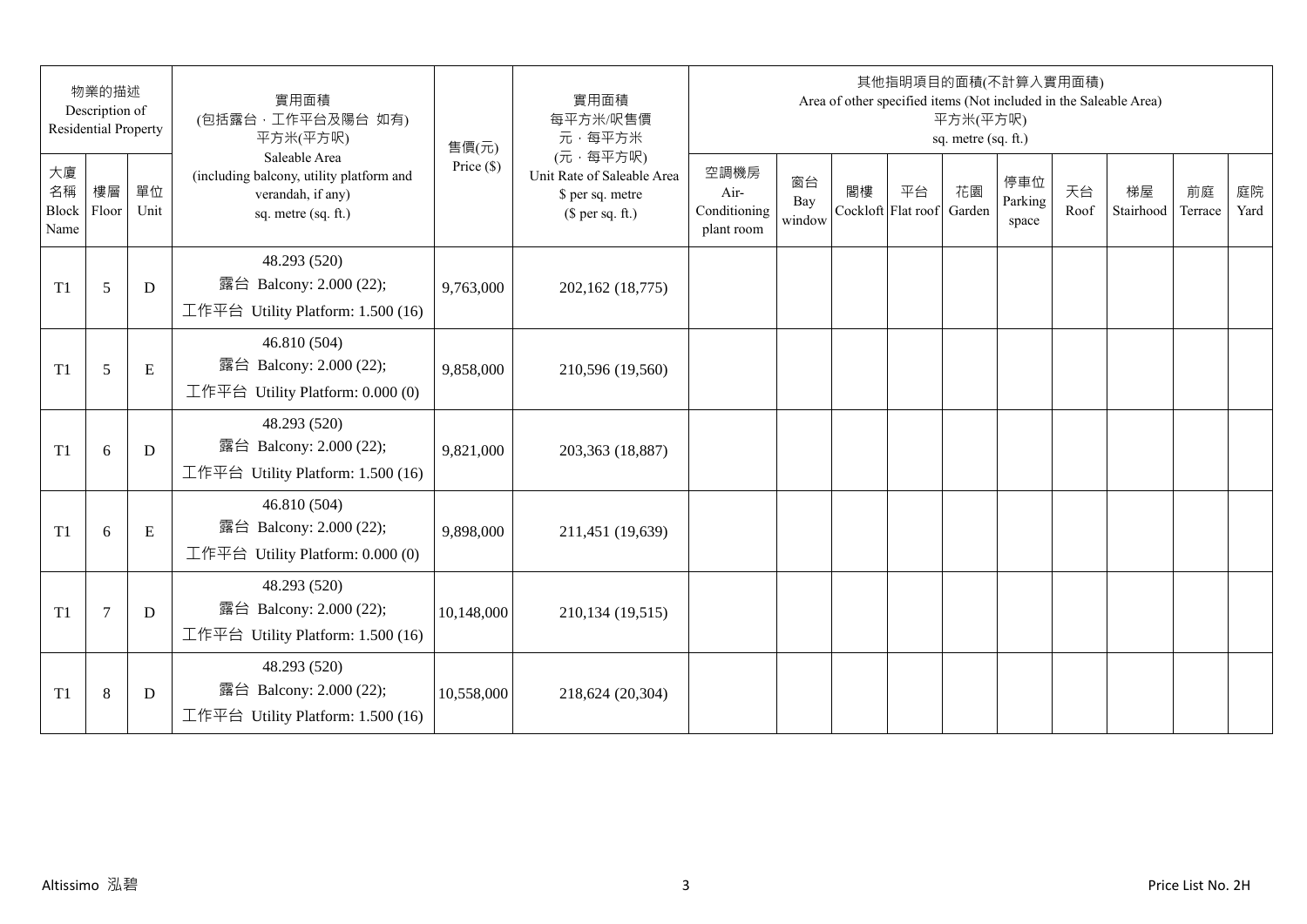| 物業的描述 Description of Residential Property | | | 實用面積 (包括露台，工作平台及陽台 如有) 平方米(平方呎) Saleable Area (including balcony, utility platform and verandah, if any) sq. metre (sq. ft.) | 售價(元) Price ($) | 實用面積 每平方米/呎售價 元，每平方米 (元，每平方呎) Unit Rate of Saleable Area $ per sq. metre ($ per sq. ft.) | 其他指明項目的面積(不計算入實用面積) Area of other specified items (Not included in the Saleable Area) 平方米(平方呎) sq. metre (sq. ft.) | | | | | | | | | |
|---|---|---|---|---|---|---|---|---|---|---|---|---|---|---|---|
| 大廈名稱 Block Name | 樓層 Floor | 單位 Unit | | | | 空調機房 Air-Conditioning plant room | 窗台 Bay window | 閣樓 Cockloft | 平台 Flat roof | 花園 Garden | 停車位 Parking space | 天台 Roof | 梯屋 Stairhood | 前庭 Terrace | 庭院 Yard |
| T1 | 5 | D | 48.293 (520) 露台 Balcony: 2.000 (22); 工作平台 Utility Platform: 1.500 (16) | 9,763,000 | 202,162 (18,775) | | | | | | | | | | |
| T1 | 5 | E | 46.810 (504) 露台 Balcony: 2.000 (22); 工作平台 Utility Platform: 0.000 (0) | 9,858,000 | 210,596 (19,560) | | | | | | | | | | |
| T1 | 6 | D | 48.293 (520) 露台 Balcony: 2.000 (22); 工作平台 Utility Platform: 1.500 (16) | 9,821,000 | 203,363 (18,887) | | | | | | | | | | |
| T1 | 6 | E | 46.810 (504) 露台 Balcony: 2.000 (22); 工作平台 Utility Platform: 0.000 (0) | 9,898,000 | 211,451 (19,639) | | | | | | | | | | |
| T1 | 7 | D | 48.293 (520) 露台 Balcony: 2.000 (22); 工作平台 Utility Platform: 1.500 (16) | 10,148,000 | 210,134 (19,515) | | | | | | | | | | |
| T1 | 8 | D | 48.293 (520) 露台 Balcony: 2.000 (22); 工作平台 Utility Platform: 1.500 (16) | 10,558,000 | 218,624 (20,304) | | | | | | | | | | |

Altissimo 泓碧

Price List No. 2H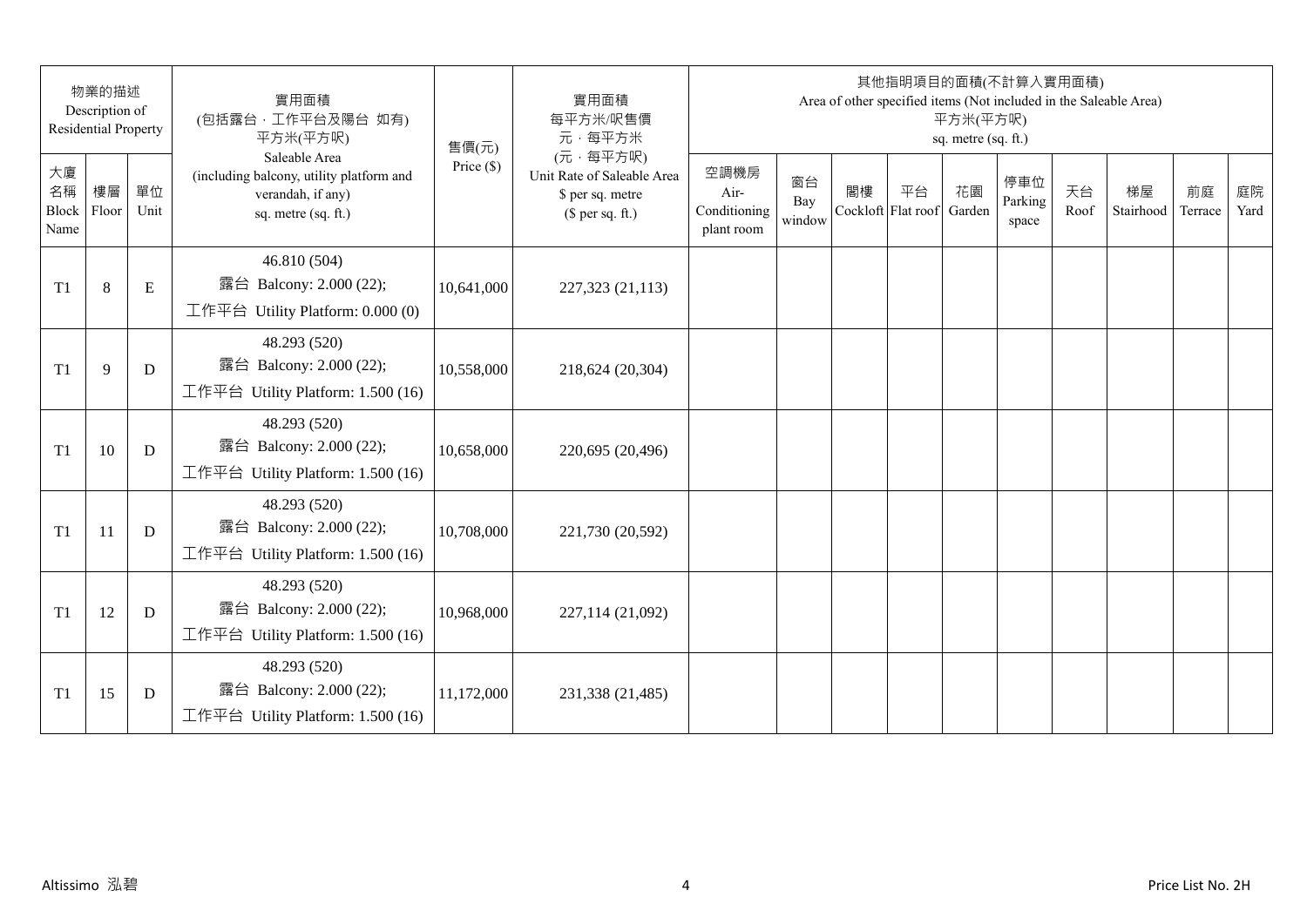| 物業的描述 Description of Residential Property | | | 實用面積 (包括露台，工作平台及陽台 如有) 平方米(平方呎) Saleable Area (including balcony, utility platform and verandah, if any) sq. metre (sq. ft.) | 售價(元) Price ($) | 實用面積 每平方米/呎售價 元，每平方米 (元，每平方呎) Unit Rate of Saleable Area $ per sq. metre ($ per sq. ft.) | 其他指明項目的面積(不計算入實用面積) Area of other specified items (Not included in the Saleable Area) 平方米(平方呎) sq. metre (sq. ft.) | | | | | | | | | |
|---|---|---|---|---|---|---|---|---|---|---|---|---|---|---|---|
| 大廈名稱 Block Name | 樓層 Floor | 單位 Unit | | | | 空調機房 Air-Conditioning plant room | 窗台 Bay window | 閣樓 Cockloft | 平台 Flat roof | 花園 Garden | 停車位 Parking space | 天台 Roof | 梯屋 Stairhood | 前庭 Terrace | 庭院 Yard |
| T1 | 8 | E | 46.810 (504) 露台 Balcony: 2.000 (22); 工作平台 Utility Platform: 0.000 (0) | 10,641,000 | 227,323 (21,113) | | | | | | | | | | |
| T1 | 9 | D | 48.293 (520) 露台 Balcony: 2.000 (22); 工作平台 Utility Platform: 1.500 (16) | 10,558,000 | 218,624 (20,304) | | | | | | | | | | |
| T1 | 10 | D | 48.293 (520) 露台 Balcony: 2.000 (22); 工作平台 Utility Platform: 1.500 (16) | 10,658,000 | 220,695 (20,496) | | | | | | | | | | |
| T1 | 11 | D | 48.293 (520) 露台 Balcony: 2.000 (22); 工作平台 Utility Platform: 1.500 (16) | 10,708,000 | 221,730 (20,592) | | | | | | | | | | |
| T1 | 12 | D | 48.293 (520) 露台 Balcony: 2.000 (22); 工作平台 Utility Platform: 1.500 (16) | 10,968,000 | 227,114 (21,092) | | | | | | | | | | |
| T1 | 15 | D | 48.293 (520) 露台 Balcony: 2.000 (22); 工作平台 Utility Platform: 1.500 (16) | 11,172,000 | 231,338 (21,485) | | | | | | | | | | |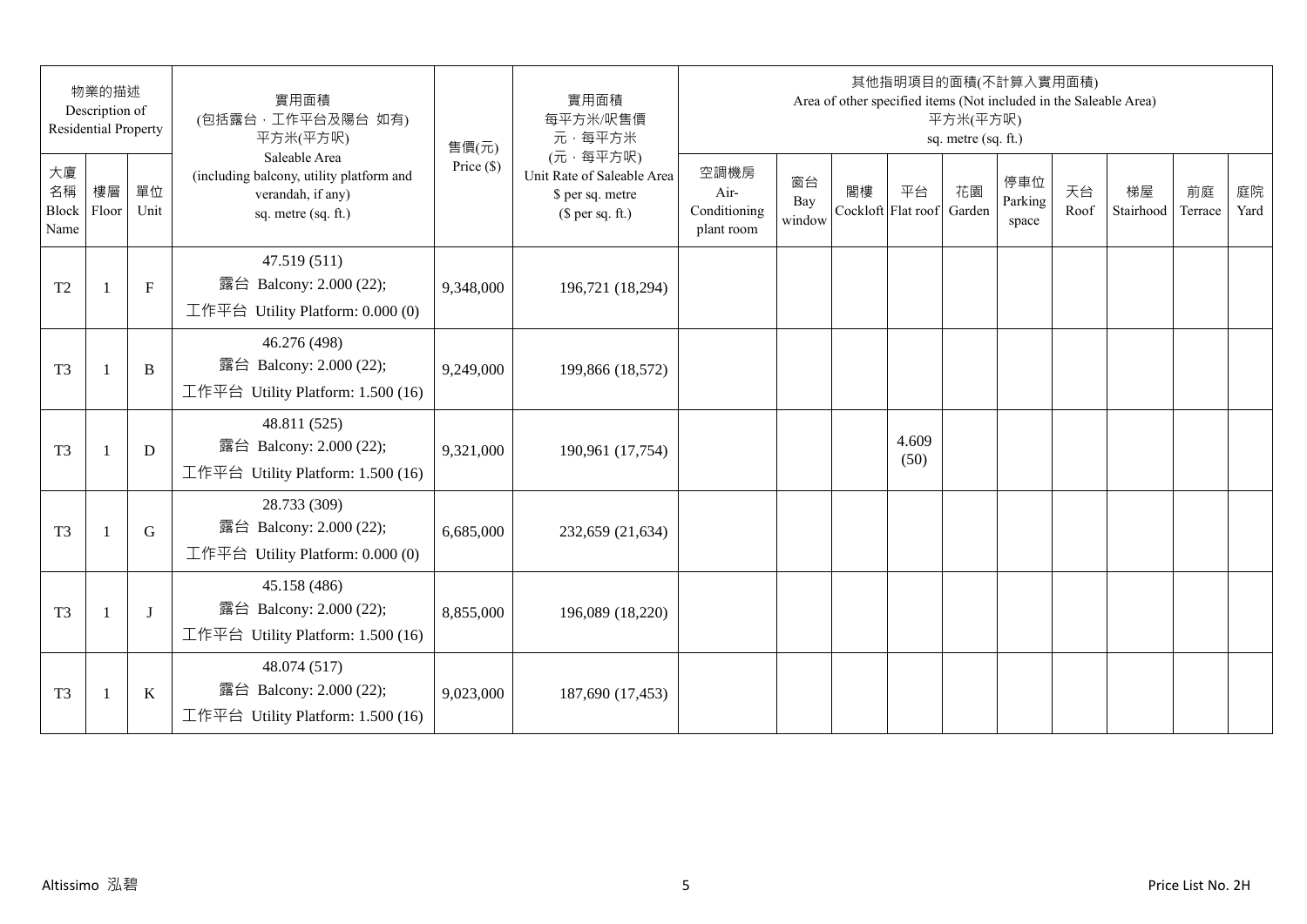| 物業的描述 Description of Residential Property | | | 實用面積 (包括露台．工作平台及陽台 如有) 平方米(平方呎) Saleable Area (including balcony, utility platform and verandah, if any) sq. metre (sq. ft.) | 售價(元) Price ($) | 實用面積 每平方米/呎售價 元．每平方米 (元．每平方呎) Unit Rate of Saleable Area $ per sq. metre ($ per sq. ft.) | 其他指明項目的面積(不計算入實用面積) Area of other specified items (Not included in the Saleable Area) 平方米(平方呎) sq. metre (sq. ft.) | | | | | | | | | |
|---|---|---|---|---|---|---|---|---|---|---|---|---|---|---|---|
| 大廈名稱 Block Name | 樓層 Floor | 單位 Unit | | | | 空調機房 Air-Conditioning plant room | 窗台 Bay window | 閣樓 Cockloft | 平台 Flat roof | 花園 Garden | 停車位 Parking space | 天台 Roof | 梯屋 Stairhood | 前庭 Terrace | 庭院 Yard |
| T2 | 1 | F | 47.519 (511) 露台 Balcony: 2.000 (22); 工作平台 Utility Platform: 0.000 (0) | 9,348,000 | 196,721 (18,294) | | | | | | | | | | |
| T3 | 1 | B | 46.276 (498) 露台 Balcony: 2.000 (22); 工作平台 Utility Platform: 1.500 (16) | 9,249,000 | 199,866 (18,572) | | | | | | | | | | |
| T3 | 1 | D | 48.811 (525) 露台 Balcony: 2.000 (22); 工作平台 Utility Platform: 1.500 (16) | 9,321,000 | 190,961 (17,754) | | | | 4.609 (50) | | | | | | |
| T3 | 1 | G | 28.733 (309) 露台 Balcony: 2.000 (22); 工作平台 Utility Platform: 0.000 (0) | 6,685,000 | 232,659 (21,634) | | | | | | | | | | |
| T3 | 1 | J | 45.158 (486) 露台 Balcony: 2.000 (22); 工作平台 Utility Platform: 1.500 (16) | 8,855,000 | 196,089 (18,220) | | | | | | | | | | |
| T3 | 1 | K | 48.074 (517) 露台 Balcony: 2.000 (22); 工作平台 Utility Platform: 1.500 (16) | 9,023,000 | 187,690 (17,453) | | | | | | | | | | |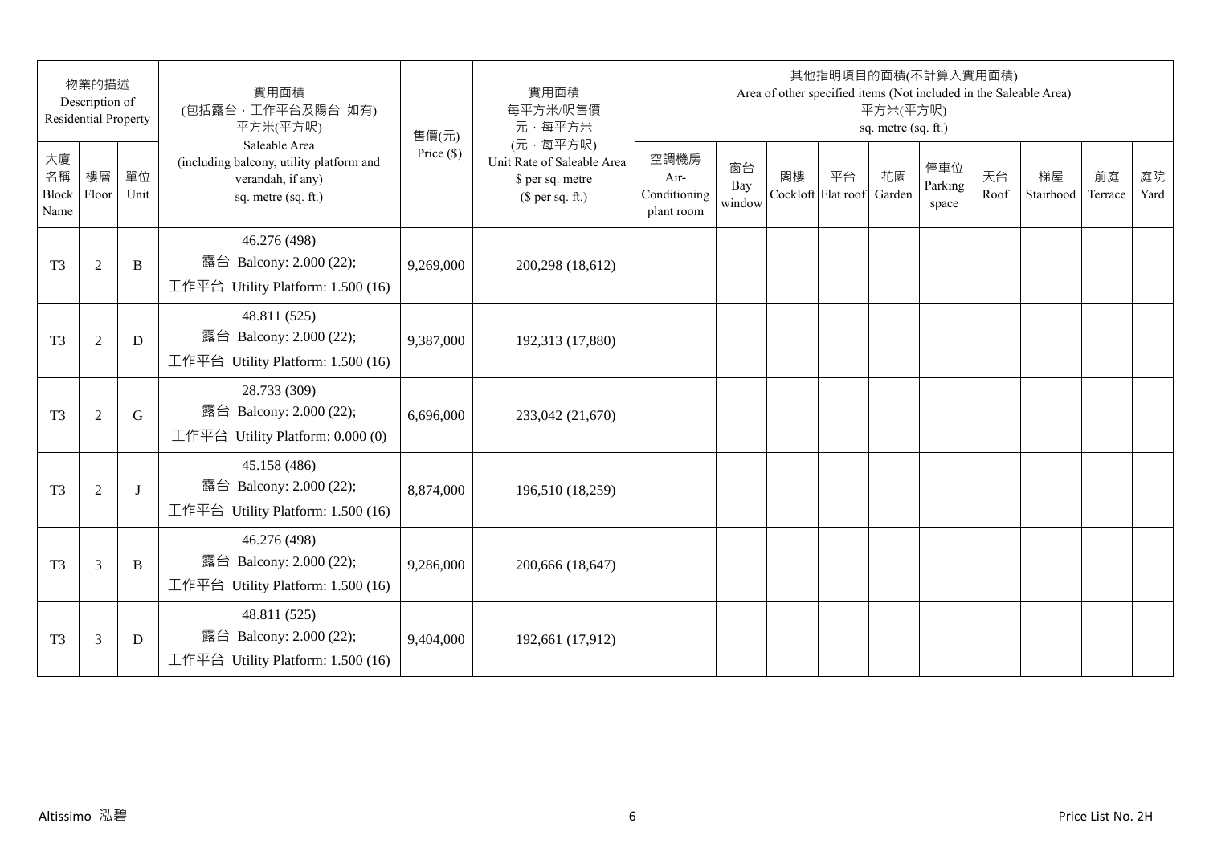| 物業的描述 Description of Residential Property | | | 實用面積 (包括露台，工作平台及陽台 如有) 平方米(平方呎) Saleable Area (including balcony, utility platform and verandah, if any) sq. metre (sq. ft.) | 售價(元) Price ($) | 實用面積 每平方米/呎售價 元，每平方米 (元，每平方呎) Unit Rate of Saleable Area $ per sq. metre ($ per sq. ft.) | 其他指明項目的面積(不計算入實用面積) Area of other specified items (Not included in the Saleable Area) 平方米(平方呎) sq. metre (sq. ft.) | | | | | | | | | |
|---|---|---|---|---|---|---|---|---|---|---|---|---|---|---|---|
| 大廈名稱 Block Name | 樓層 Floor | 單位 Unit | | | | 空調機房 Air-Conditioning plant room | 窗台 Bay window | 閣樓 Cockloft | 平台 Flat roof | 花園 Garden | 停車位 Parking space | 天台 Roof | 梯屋 Stairhood | 前庭 Terrace | 庭院 Yard |
| T3 | 2 | B | 46.276 (498) 露台 Balcony: 2.000 (22); 工作平台 Utility Platform: 1.500 (16) | 9,269,000 | 200,298 (18,612) | | | | | | | | | | |
| T3 | 2 | D | 48.811 (525) 露台 Balcony: 2.000 (22); 工作平台 Utility Platform: 1.500 (16) | 9,387,000 | 192,313 (17,880) | | | | | | | | | | |
| T3 | 2 | G | 28.733 (309) 露台 Balcony: 2.000 (22); 工作平台 Utility Platform: 0.000 (0) | 6,696,000 | 233,042 (21,670) | | | | | | | | | | |
| T3 | 2 | J | 45.158 (486) 露台 Balcony: 2.000 (22); 工作平台 Utility Platform: 1.500 (16) | 8,874,000 | 196,510 (18,259) | | | | | | | | | | |
| T3 | 3 | B | 46.276 (498) 露台 Balcony: 2.000 (22); 工作平台 Utility Platform: 1.500 (16) | 9,286,000 | 200,666 (18,647) | | | | | | | | | | |
| T3 | 3 | D | 48.811 (525) 露台 Balcony: 2.000 (22); 工作平台 Utility Platform: 1.500 (16) | 9,404,000 | 192,661 (17,912) | | | | | | | | | | |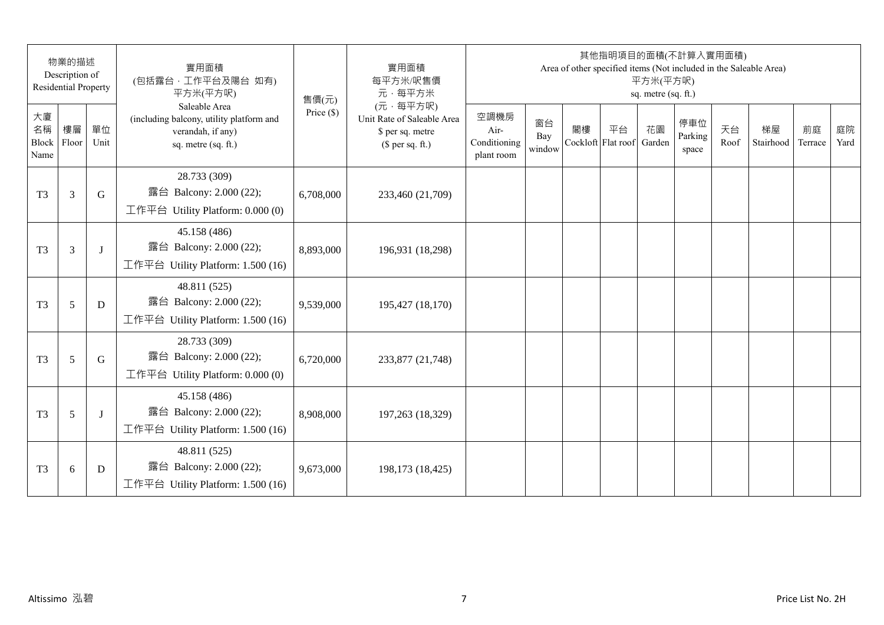| 物業的描述 Description of Residential Property | | | 實用面積 (包括露台，工作平台及陽台 如有) 平方米(平方呎) Saleable Area (including balcony, utility platform and verandah, if any) sq. metre (sq. ft.) | 售價(元) Price ($) | 實用面積 每平方米/呎售價 元，每平方米 (元，每平方呎) Unit Rate of Saleable Area $ per sq. metre ($ per sq. ft.) | 其他指明項目的面積(不計算入實用面積) Area of other specified items (Not included in the Saleable Area) 平方米(平方呎) sq. metre (sq. ft.) | | | | | | | | | |
|---|---|---|---|---|---|---|---|---|---|---|---|---|---|---|---|
| 大廈名稱 Block Name | 樓層 Floor | 單位 Unit | | | | 空調機房 Air-Conditioning plant room | 窗台 Bay window | 閣樓 Cockloft | 平台 Flat roof | 花園 Garden | 停車位 Parking space | 天台 Roof | 梯屋 Stairhood | 前庭 Terrace | 庭院 Yard |
| T3 | 3 | G | 28.733 (309) 露台 Balcony: 2.000 (22); 工作平台 Utility Platform: 0.000 (0) | 6,708,000 | 233,460 (21,709) | | | | | | | | | | |
| T3 | 3 | J | 45.158 (486) 露台 Balcony: 2.000 (22); 工作平台 Utility Platform: 1.500 (16) | 8,893,000 | 196,931 (18,298) | | | | | | | | | | |
| T3 | 5 | D | 48.811 (525) 露台 Balcony: 2.000 (22); 工作平台 Utility Platform: 1.500 (16) | 9,539,000 | 195,427 (18,170) | | | | | | | | | | |
| T3 | 5 | G | 28.733 (309) 露台 Balcony: 2.000 (22); 工作平台 Utility Platform: 0.000 (0) | 6,720,000 | 233,877 (21,748) | | | | | | | | | | |
| T3 | 5 | J | 45.158 (486) 露台 Balcony: 2.000 (22); 工作平台 Utility Platform: 1.500 (16) | 8,908,000 | 197,263 (18,329) | | | | | | | | | | |
| T3 | 6 | D | 48.811 (525) 露台 Balcony: 2.000 (22); 工作平台 Utility Platform: 1.500 (16) | 9,673,000 | 198,173 (18,425) | | | | | | | | | | |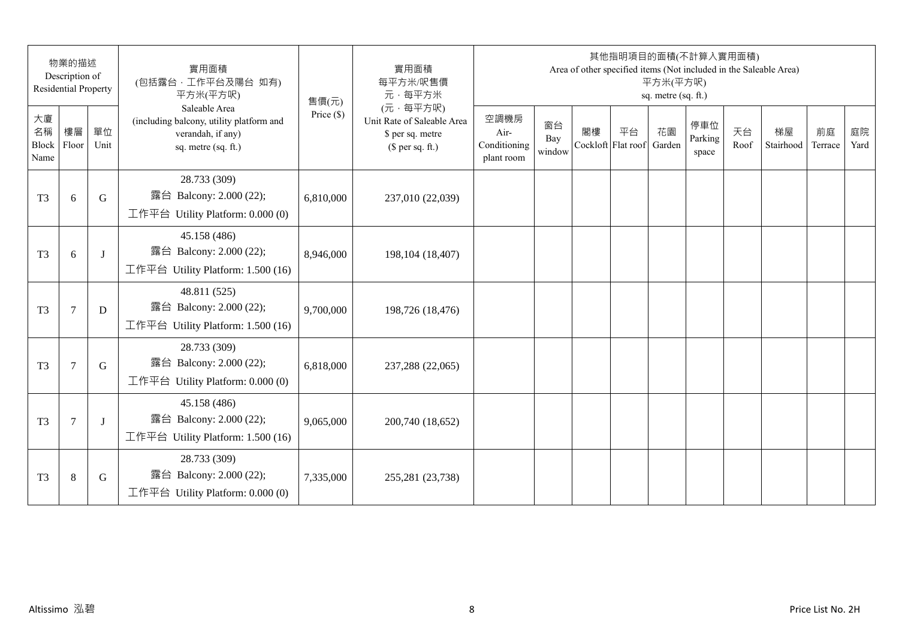| 物業的描述 Description of Residential Property | | | 實用面積 (包括露台，工作平台及陽台 如有) 平方米(平方呎) Saleable Area (including balcony, utility platform and verandah, if any) sq. metre (sq. ft.) | 售價(元) Price ($) | 實用面積 每平方米/呎售價 元，每平方米 (元，每平方呎) Unit Rate of Saleable Area $ per sq. metre ($ per sq. ft.) | 其他指明項目的面積(不計算入實用面積) Area of other specified items (Not included in the Saleable Area) 平方米(平方呎) sq. metre (sq. ft.) | | | | | | | | | |
|---|---|---|---|---|---|---|---|---|---|---|---|---|---|---|---|
| 大廈名稱 Block Name | 樓層 Floor | 單位 Unit | | | | 空調機房 Air-Conditioning plant room | 窗台 Bay window | 閣樓 Cockloft | 平台 Flat roof | 花園 Garden | 停車位 Parking space | 天台 Roof | 梯屋 Stairhood | 前庭 Terrace | 庭院 Yard |
| T3 | 6 | G | 28.733 (309) 露台 Balcony: 2.000 (22); 工作平台 Utility Platform: 0.000 (0) | 6,810,000 | 237,010 (22,039) | | | | | | | | | | |
| T3 | 6 | J | 45.158 (486) 露台 Balcony: 2.000 (22); 工作平台 Utility Platform: 1.500 (16) | 8,946,000 | 198,104 (18,407) | | | | | | | | | | |
| T3 | 7 | D | 48.811 (525) 露台 Balcony: 2.000 (22); 工作平台 Utility Platform: 1.500 (16) | 9,700,000 | 198,726 (18,476) | | | | | | | | | | |
| T3 | 7 | G | 28.733 (309) 露台 Balcony: 2.000 (22); 工作平台 Utility Platform: 0.000 (0) | 6,818,000 | 237,288 (22,065) | | | | | | | | | | |
| T3 | 7 | J | 45.158 (486) 露台 Balcony: 2.000 (22); 工作平台 Utility Platform: 1.500 (16) | 9,065,000 | 200,740 (18,652) | | | | | | | | | | |
| T3 | 8 | G | 28.733 (309) 露台 Balcony: 2.000 (22); 工作平台 Utility Platform: 0.000 (0) | 7,335,000 | 255,281 (23,738) | | | | | | | | | | |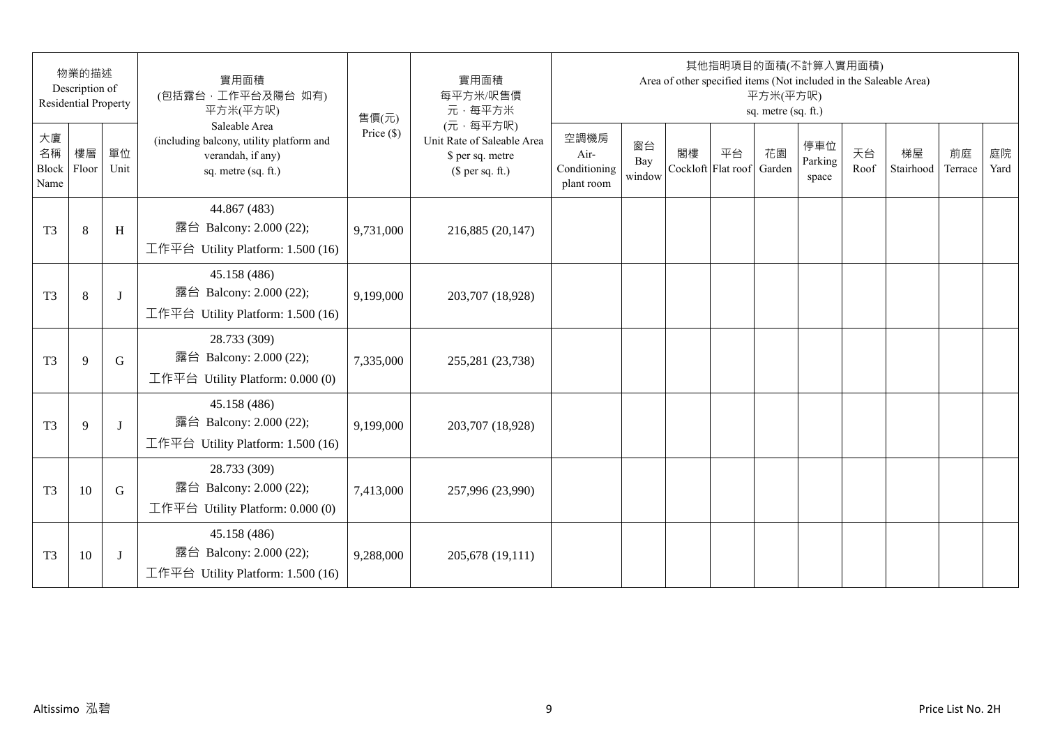| 物業的描述 Description of Residential Property | | | 實用面積 (包括露台．工作平台及陽台 如有) 平方米(平方呎) Saleable Area (including balcony, utility platform and verandah, if any) sq. metre (sq. ft.) | 售價(元) Price ($) | 實用面積 每平方米/呎售價 元．每平方米 (元．每平方呎) Unit Rate of Saleable Area $ per sq. metre ($ per sq. ft.) | 其他指明項目的面積(不計算入實用面積) Area of other specified items (Not included in the Saleable Area) 平方米(平方呎) sq. metre (sq. ft.) | | | | | | | | | |
|---|---|---|---|---|---|---|---|---|---|---|---|---|---|---|---|
| 大廈名稱 Block Name | 樓層 Floor | 單位 Unit | | | | 空調機房 Air-Conditioning plant room | 窗台 Bay window | 閣樓 Cockloft | 平台 Flat roof | 花園 Garden | 停車位 Parking space | 天台 Roof | 梯屋 Stairhood | 前庭 Terrace | 庭院 Yard |
| T3 | 8 | H | 44.867 (483) 露台 Balcony: 2.000 (22); 工作平台 Utility Platform: 1.500 (16) | 9,731,000 | 216,885 (20,147) | | | | | | | | | | |
| T3 | 8 | J | 45.158 (486) 露台 Balcony: 2.000 (22); 工作平台 Utility Platform: 1.500 (16) | 9,199,000 | 203,707 (18,928) | | | | | | | | | | |
| T3 | 9 | G | 28.733 (309) 露台 Balcony: 2.000 (22); 工作平台 Utility Platform: 0.000 (0) | 7,335,000 | 255,281 (23,738) | | | | | | | | | | |
| T3 | 9 | J | 45.158 (486) 露台 Balcony: 2.000 (22); 工作平台 Utility Platform: 1.500 (16) | 9,199,000 | 203,707 (18,928) | | | | | | | | | | |
| T3 | 10 | G | 28.733 (309) 露台 Balcony: 2.000 (22); 工作平台 Utility Platform: 0.000 (0) | 7,413,000 | 257,996 (23,990) | | | | | | | | | | |
| T3 | 10 | J | 45.158 (486) 露台 Balcony: 2.000 (22); 工作平台 Utility Platform: 1.500 (16) | 9,288,000 | 205,678 (19,111) | | | | | | | | | | |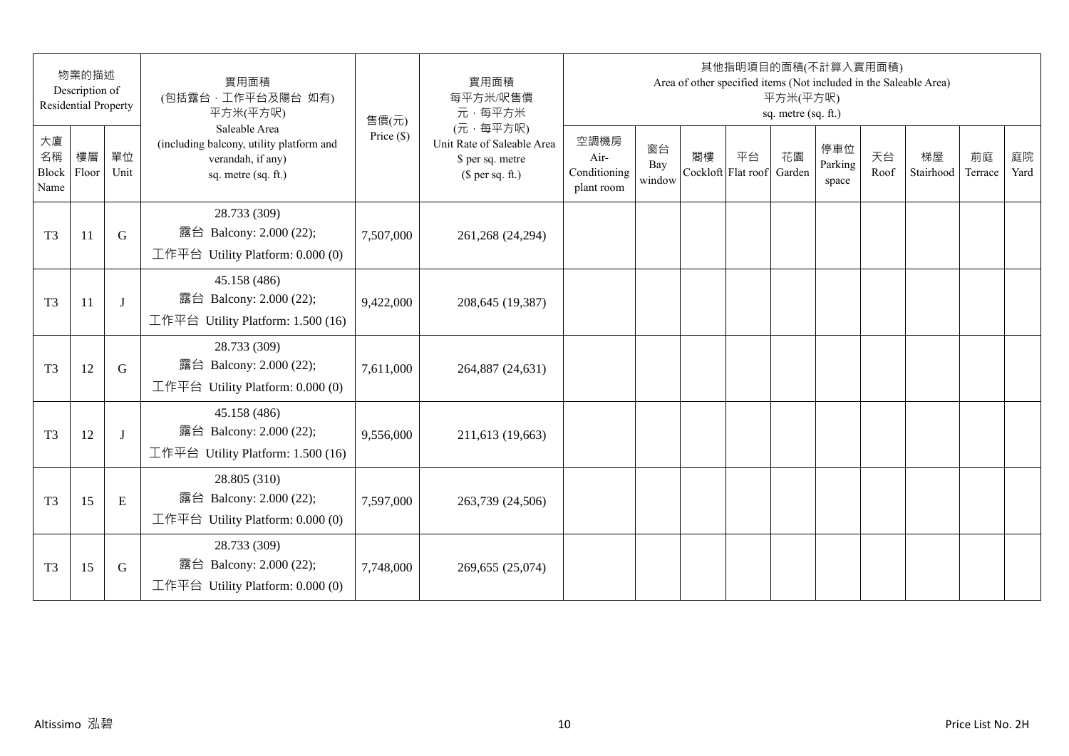| 物業的描述 Description of Residential Property | | | 實用面積 (包括露台，工作平台及陽台 如有) 平方米(平方呎) Saleable Area (including balcony, utility platform and verandah, if any) sq. metre (sq. ft.) | 售價(元) Price ($) | 實用面積 每平方米/呎售價 元，每平方米 (元，每平方呎) Unit Rate of Saleable Area $ per sq. metre ($ per sq. ft.) | 其他指明項目的面積(不計算入實用面積) Area of other specified items (Not included in the Saleable Area) 平方米(平方呎) sq. metre (sq. ft.) | | | | | | | | | |
|---|---|---|---|---|---|---|---|---|---|---|---|---|---|---|---|
| 大廈名稱 Block Name | 樓層 Floor | 單位 Unit | | | | 空調機房 Air-Conditioning plant room | 窗台 Bay window | 閣樓 Cockloft | 平台 Flat roof | 花園 Garden | 停車位 Parking space | 天台 Roof | 梯屋 Stairhood | 前庭 Terrace | 庭院 Yard |
| T3 | 11 | G | 28.733 (309) 露台 Balcony: 2.000 (22); 工作平台 Utility Platform: 0.000 (0) | 7,507,000 | 261,268 (24,294) | | | | | | | | | | |
| T3 | 11 | J | 45.158 (486) 露台 Balcony: 2.000 (22); 工作平台 Utility Platform: 1.500 (16) | 9,422,000 | 208,645 (19,387) | | | | | | | | | | |
| T3 | 12 | G | 28.733 (309) 露台 Balcony: 2.000 (22); 工作平台 Utility Platform: 0.000 (0) | 7,611,000 | 264,887 (24,631) | | | | | | | | | | |
| T3 | 12 | J | 45.158 (486) 露台 Balcony: 2.000 (22); 工作平台 Utility Platform: 1.500 (16) | 9,556,000 | 211,613 (19,663) | | | | | | | | | | |
| T3 | 15 | E | 28.805 (310) 露台 Balcony: 2.000 (22); 工作平台 Utility Platform: 0.000 (0) | 7,597,000 | 263,739 (24,506) | | | | | | | | | | |
| T3 | 15 | G | 28.733 (309) 露台 Balcony: 2.000 (22); 工作平台 Utility Platform: 0.000 (0) | 7,748,000 | 269,655 (25,074) | | | | | | | | | | |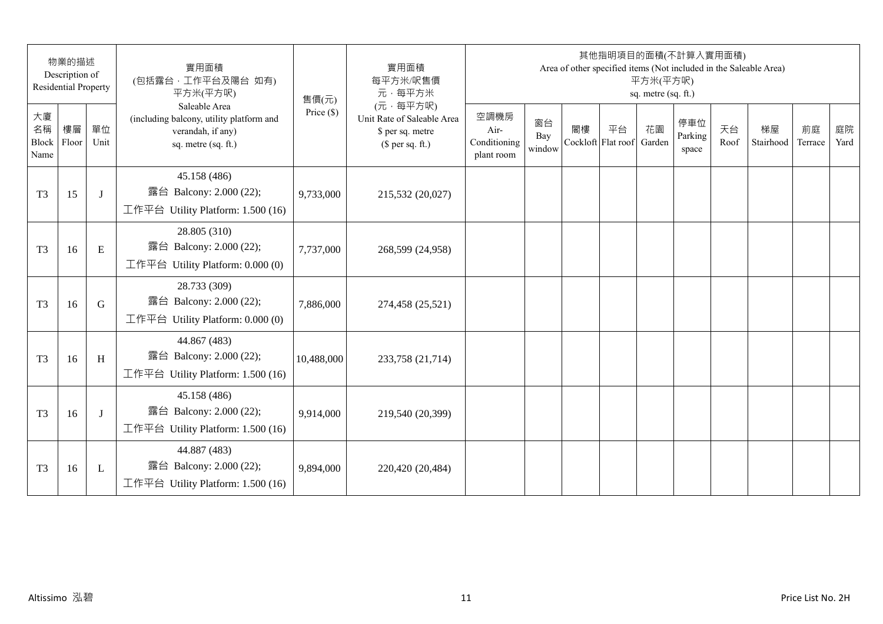| 物業的描述 Description of Residential Property | | | 實用面積 (包括露台，工作平台及陽台 如有) 平方米(平方呎) Saleable Area (including balcony, utility platform and verandah, if any) sq. metre (sq. ft.) | 售價(元) Price ($) | 實用面積 每平方米/呎售價 元，每平方米 (元，每平方呎) Unit Rate of Saleable Area $ per sq. metre ($ per sq. ft.) | 其他指明項目的面積(不計算入實用面積) Area of other specified items (Not included in the Saleable Area) 平方米(平方呎) sq. metre (sq. ft.) | | | | | | | | | |
|---|---|---|---|---|---|---|---|---|---|---|---|---|---|---|---|
| 大廈名稱 Block Name | 樓層 Floor | 單位 Unit | | | | 空調機房 Air-Conditioning plant room | 窗台 Bay window | 閣樓 Cockloft | 平台 Flat roof | 花園 Garden | 停車位 Parking space | 天台 Roof | 梯屋 Stairhood | 前庭 Terrace | 庭院 Yard |
| T3 | 15 | J | 45.158 (486) 露台 Balcony: 2.000 (22); 工作平台 Utility Platform: 1.500 (16) | 9,733,000 | 215,532 (20,027) | | | | | | | | | | |
| T3 | 16 | E | 28.805 (310) 露台 Balcony: 2.000 (22); 工作平台 Utility Platform: 0.000 (0) | 7,737,000 | 268,599 (24,958) | | | | | | | | | | |
| T3 | 16 | G | 28.733 (309) 露台 Balcony: 2.000 (22); 工作平台 Utility Platform: 0.000 (0) | 7,886,000 | 274,458 (25,521) | | | | | | | | | | |
| T3 | 16 | H | 44.867 (483) 露台 Balcony: 2.000 (22); 工作平台 Utility Platform: 1.500 (16) | 10,488,000 | 233,758 (21,714) | | | | | | | | | | |
| T3 | 16 | J | 45.158 (486) 露台 Balcony: 2.000 (22); 工作平台 Utility Platform: 1.500 (16) | 9,914,000 | 219,540 (20,399) | | | | | | | | | | |
| T3 | 16 | L | 44.887 (483) 露台 Balcony: 2.000 (22); 工作平台 Utility Platform: 1.500 (16) | 9,894,000 | 220,420 (20,484) | | | | | | | | | | |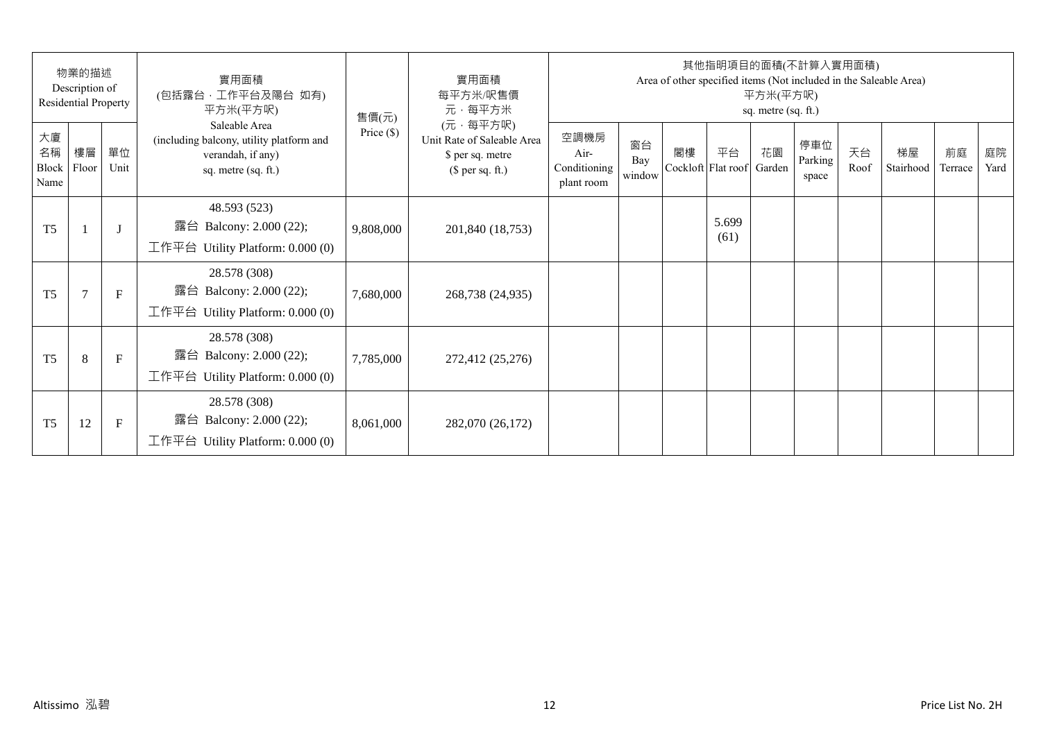| 物業的描述 Description of Residential Property | | | 實用面積 (包括露台，工作平台及陽台 如有) 平方米(平方呎) Saleable Area (including balcony, utility platform and verandah, if any) sq. metre (sq. ft.) | 售價(元) Price ($) | 實用面積 每平方米/呎售價 元，每平方米 (元，每平方呎) Unit Rate of Saleable Area $ per sq. metre ($ per sq. ft.) | 其他指明項目的面積(不計算入實用面積) Area of other specified items (Not included in the Saleable Area) 平方米(平方呎) sq. metre (sq. ft.) | | | | | | | | | |
|---|---|---|---|---|---|---|---|---|---|---|---|---|---|---|---|
| 大廈名稱 Block Name | 樓層 Floor | 單位 Unit | | | | 空調機房 Air-Conditioning plant room | 窗台 Bay window | 閣樓 Cockloft | 平台 Flat roof | 花園 Garden | 停車位 Parking space | 天台 Roof | 梯屋 Stairhood | 前庭 Terrace | 庭院 Yard |
| T5 | 1 | J | 48.593 (523) 露台 Balcony: 2.000 (22); 工作平台 Utility Platform: 0.000 (0) | 9,808,000 | 201,840 (18,753) | | | | 5.699 (61) | | | | | | |
| T5 | 7 | F | 28.578 (308) 露台 Balcony: 2.000 (22); 工作平台 Utility Platform: 0.000 (0) | 7,680,000 | 268,738 (24,935) | | | | | | | | | | |
| T5 | 8 | F | 28.578 (308) 露台 Balcony: 2.000 (22); 工作平台 Utility Platform: 0.000 (0) | 7,785,000 | 272,412 (25,276) | | | | | | | | | | |
| T5 | 12 | F | 28.578 (308) 露台 Balcony: 2.000 (22); 工作平台 Utility Platform: 0.000 (0) | 8,061,000 | 282,070 (26,172) | | | | | | | | | | |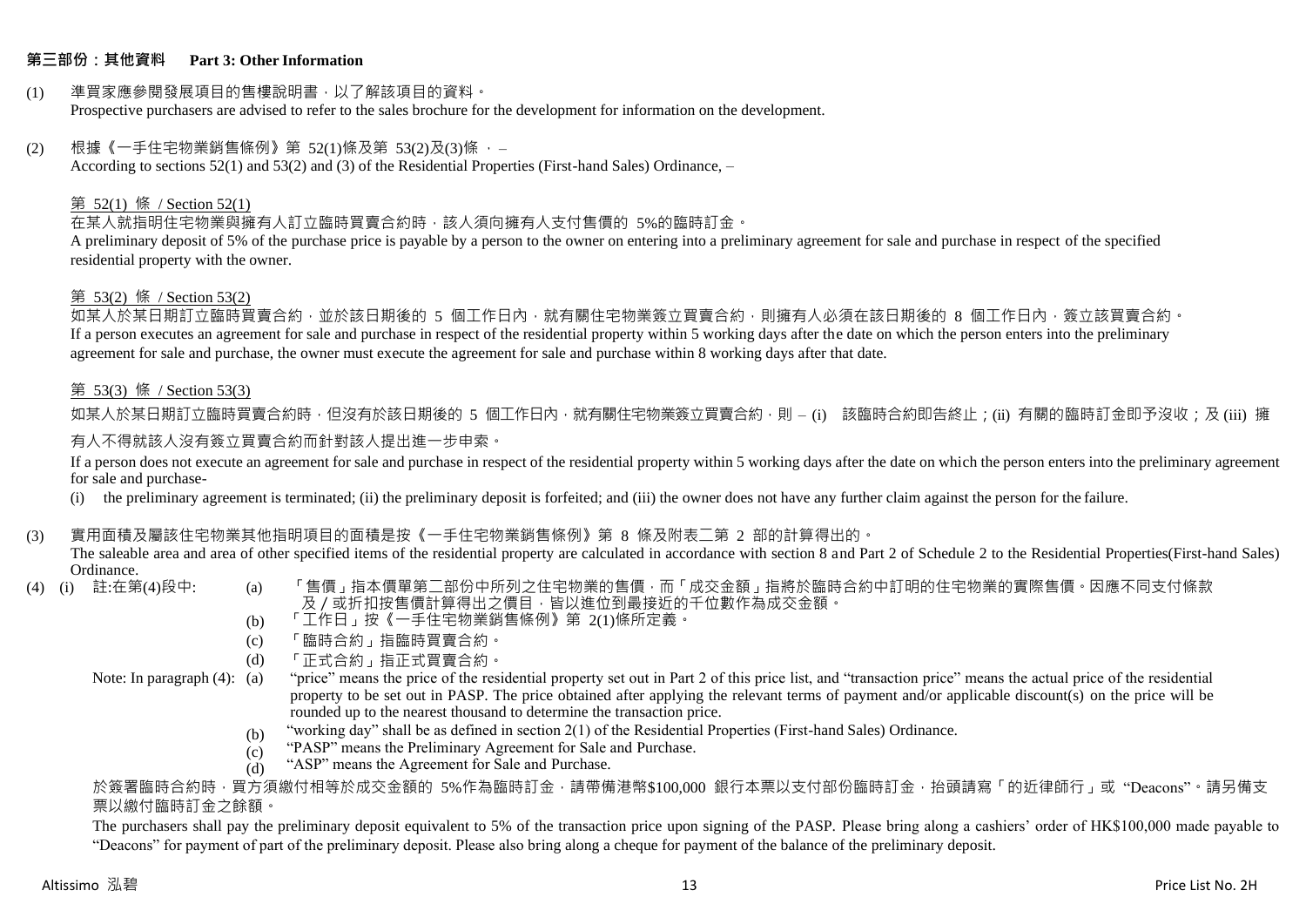## 第三部份：其他資料　Part 3: Other Information

(1) 準買家應參閱發展項目的售樓說明書，以了解該項目的資料。
Prospective purchasers are advised to refer to the sales brochure for the development for information on the development.

(2) 根據《一手住宅物業銷售條例》第 52(1)條及第 53(2)及(3)條 ， –
According to sections 52(1) and 53(2) and (3) of the Residential Properties (First-hand Sales) Ordinance, –

第 52(1) 條 / Section 52(1)

在某人就指明住宅物業與擁有人訂立臨時買賣合約時，該人須向擁有人支付售價的 5%的臨時訂金。
A preliminary deposit of 5% of the purchase price is payable by a person to the owner on entering into a preliminary agreement for sale and purchase in respect of the specified residential property with the owner.

第 53(2) 條 / Section 53(2)

如某人於某日期訂立臨時買賣合約，並於該日期後的 5 個工作日內，就有關住宅物業簽立買賣合約，則擁有人必須在該日期後的 8 個工作日內，簽立該買賣合約。
If a person executes an agreement for sale and purchase in respect of the residential property within 5 working days after the date on which the person enters into the preliminary agreement for sale and purchase, the owner must execute the agreement for sale and purchase within 8 working days after that date.

第 53(3) 條 / Section 53(3)

如某人於某日期訂立臨時買賣合約時，但沒有於該日期後的 5 個工作日內，就有關住宅物業簽立買賣合約，則 – (i) 該臨時合約即告終止；(ii) 有關的臨時訂金即予沒收；及 (iii) 擁有人不得就該人沒有簽立買賣合約而針對該人提出進一步申索。

If a person does not execute an agreement for sale and purchase in respect of the residential property within 5 working days after the date on which the person enters into the preliminary agreement for sale and purchase-

(i) the preliminary agreement is terminated; (ii) the preliminary deposit is forfeited; and (iii) the owner does not have any further claim against the person for the failure.

(3) 實用面積及屬該住宅物業其他指明項目的面積是按《一手住宅物業銷售條例》第 8 條及附表二第 2 部的計算得出的。
The saleable area and area of other specified items of the residential property are calculated in accordance with section 8 and Part 2 of Schedule 2 to the Residential Properties(First-hand Sales) Ordinance.

(4) (i) 註:在第(4)段中:

(a) 「售價」指本價單第二部份中所列之住宅物業的售價，而「成交金額」指將於臨時合約中訂明的住宅物業的實際售價。因應不同支付條款及／或折扣按售價計算得出之價目，皆以進位到最接近的千位數作為成交金額。
(b) 「工作日」按《一手住宅物業銷售條例》第 2(1)條所定義。
(c) 「臨時合約」指臨時買賣合約。
(d) 「正式合約」指正式買賣合約。

Note: In paragraph (4):

(a) "price" means the price of the residential property set out in Part 2 of this price list, and "transaction price" means the actual price of the residential property to be set out in PASP. The price obtained after applying the relevant terms of payment and/or applicable discount(s) on the price will be rounded up to the nearest thousand to determine the transaction price.
(b) "working day" shall be as defined in section 2(1) of the Residential Properties (First-hand Sales) Ordinance.
(c) "PASP" means the Preliminary Agreement for Sale and Purchase.
(d) "ASP" means the Agreement for Sale and Purchase.

於簽署臨時合約時，買方須繳付相等於成交金額的 5%作為臨時訂金，請帶備港幣$100,000 銀行本票以支付部份臨時訂金，抬頭請寫「的近律師行」或 "Deacons"。請另備支票以繳付臨時訂金之餘額。

The purchasers shall pay the preliminary deposit equivalent to 5% of the transaction price upon signing of the PASP. Please bring along a cashiers' order of HK$100,000 made payable to "Deacons" for payment of part of the preliminary deposit. Please also bring along a cheque for payment of the balance of the preliminary deposit.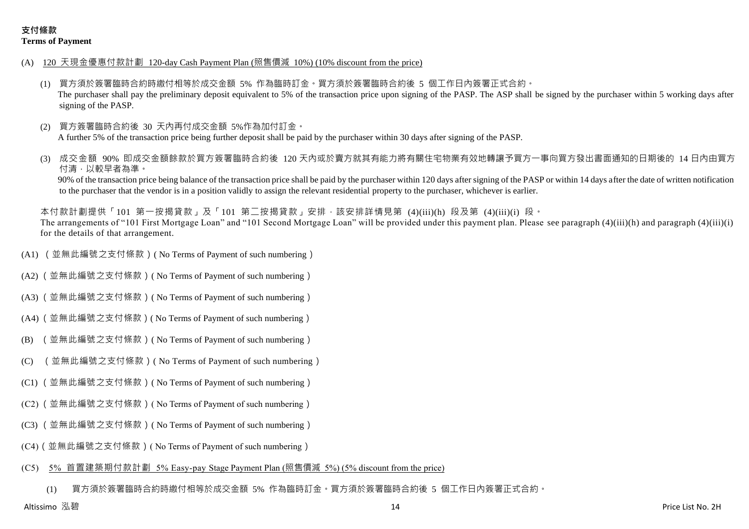## 支付條款
**Terms of Payment**

(A) 120 天現金優惠付款計劃 120-day Cash Payment Plan (照售價減 10%) (10% discount from the price)

(1) 買方須於簽署臨時合約時繳付相等於成交金額 5% 作為臨時訂金。買方須於簽署臨時合約後 5 個工作日內簽署正式合約。
The purchaser shall pay the preliminary deposit equivalent to 5% of the transaction price upon signing of the PASP. The ASP shall be signed by the purchaser within 5 working days after signing of the PASP.

(2) 買方簽署臨時合約後 30 天內再付成交金額 5%作為加付訂金。
A further 5% of the transaction price being further deposit shall be paid by the purchaser within 30 days after signing of the PASP.

(3) 成交金額 90% 即成交金額餘款於買方簽署臨時合約後 120 天內或於賣方就其有能力將有關住宅物業有效地轉讓予買方一事向買方發出書面通知的日期後的 14 日內由買方付清，以較早者為準。
90% of the transaction price being balance of the transaction price shall be paid by the purchaser within 120 days after signing of the PASP or within 14 days after the date of written notification to the purchaser that the vendor is in a position validly to assign the relevant residential property to the purchaser, whichever is earlier.

本付款計劃提供「101 第一按揭貸款」及「101 第二按揭貸款」安排，該安排詳情見第 (4)(iii)(h) 段及第 (4)(iii)(i) 段。
The arrangements of "101 First Mortgage Loan" and "101 Second Mortgage Loan" will be provided under this payment plan. Please see paragraph (4)(iii)(h) and paragraph (4)(iii)(i) for the details of that arrangement.

(A1) （並無此編號之支付條款）( No Terms of Payment of such numbering )

(A2) （並無此編號之支付條款）( No Terms of Payment of such numbering )

(A3) （並無此編號之支付條款）( No Terms of Payment of such numbering )

(A4) （並無此編號之支付條款）( No Terms of Payment of such numbering )

(B) （並無此編號之支付條款）( No Terms of Payment of such numbering )

(C) （並無此編號之支付條款）( No Terms of Payment of such numbering )

(C1) （並無此編號之支付條款）( No Terms of Payment of such numbering )

(C2) （並無此編號之支付條款）( No Terms of Payment of such numbering )

(C3) （並無此編號之支付條款）( No Terms of Payment of such numbering )

(C4) （並無此編號之支付條款）( No Terms of Payment of such numbering )

(C5) 5% 首置建築期付款計劃 5% Easy-pay Stage Payment Plan (照售價減 5%) (5% discount from the price)

(1) 買方須於簽署臨時合約時繳付相等於成交金額 5% 作為臨時訂金。買方須於簽署臨時合約後 5 個工作日內簽署正式合約。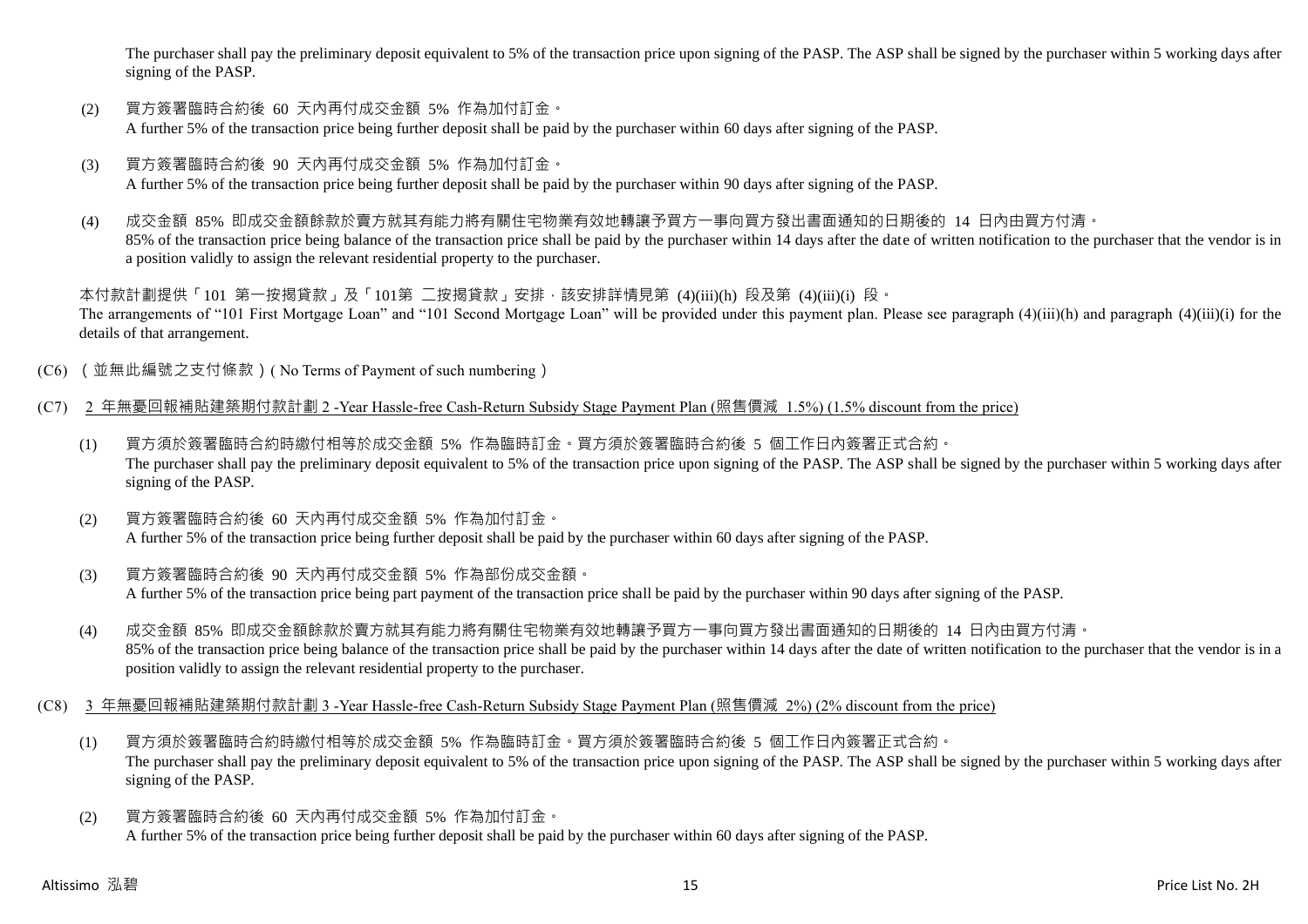The purchaser shall pay the preliminary deposit equivalent to 5% of the transaction price upon signing of the PASP. The ASP shall be signed by the purchaser within 5 working days after signing of the PASP.

(2) 買方簽署臨時合約後 60 天內再付成交金額 5% 作為加付訂金。
A further 5% of the transaction price being further deposit shall be paid by the purchaser within 60 days after signing of the PASP.

(3) 買方簽署臨時合約後 90 天內再付成交金額 5% 作為加付訂金。
A further 5% of the transaction price being further deposit shall be paid by the purchaser within 90 days after signing of the PASP.

(4) 成交金額 85% 即成交金額餘款於賣方就其有能力將有關住宅物業有效地轉讓予買方一事向買方發出書面通知的日期後的 14 日內由買方付清。
85% of the transaction price being balance of the transaction price shall be paid by the purchaser within 14 days after the date of written notification to the purchaser that the vendor is in a position validly to assign the relevant residential property to the purchaser.

本付款計劃提供「101 第一按揭貸款」及「101第 二按揭貸款」安排，該安排詳情見第 (4)(iii)(h) 段及第 (4)(iii)(i) 段。
The arrangements of "101 First Mortgage Loan" and "101 Second Mortgage Loan" will be provided under this payment plan. Please see paragraph (4)(iii)(h) and paragraph (4)(iii)(i) for the details of that arrangement.

(C6) （並無此編號之支付條款）( No Terms of Payment of such numbering )

(C7) <u>2 年無憂回報補貼建築期付款計劃 2 -Year Hassle-free Cash-Return Subsidy Stage Payment Plan (照售價減 1.5%) (1.5% discount from the price)</u>

(1) 買方須於簽署臨時合約時繳付相等於成交金額 5% 作為臨時訂金。買方須於簽署臨時合約後 5 個工作日內簽署正式合約。
The purchaser shall pay the preliminary deposit equivalent to 5% of the transaction price upon signing of the PASP. The ASP shall be signed by the purchaser within 5 working days after signing of the PASP.

(2) 買方簽署臨時合約後 60 天內再付成交金額 5% 作為加付訂金。
A further 5% of the transaction price being further deposit shall be paid by the purchaser within 60 days after signing of the PASP.

(3) 買方簽署臨時合約後 90 天內再付成交金額 5% 作為部份成交金額。
A further 5% of the transaction price being part payment of the transaction price shall be paid by the purchaser within 90 days after signing of the PASP.

(4) 成交金額 85% 即成交金額餘款於賣方就其有能力將有關住宅物業有效地轉讓予買方一事向買方發出書面通知的日期後的 14 日內由買方付清。
85% of the transaction price being balance of the transaction price shall be paid by the purchaser within 14 days after the date of written notification to the purchaser that the vendor is in a position validly to assign the relevant residential property to the purchaser.

(C8) <u>3 年無憂回報補貼建築期付款計劃 3 -Year Hassle-free Cash-Return Subsidy Stage Payment Plan (照售價減 2%) (2% discount from the price)</u>

(1) 買方須於簽署臨時合約時繳付相等於成交金額 5% 作為臨時訂金。買方須於簽署臨時合約後 5 個工作日內簽署正式合約。
The purchaser shall pay the preliminary deposit equivalent to 5% of the transaction price upon signing of the PASP. The ASP shall be signed by the purchaser within 5 working days after signing of the PASP.

(2) 買方簽署臨時合約後 60 天內再付成交金額 5% 作為加付訂金。
A further 5% of the transaction price being further deposit shall be paid by the purchaser within 60 days after signing of the PASP.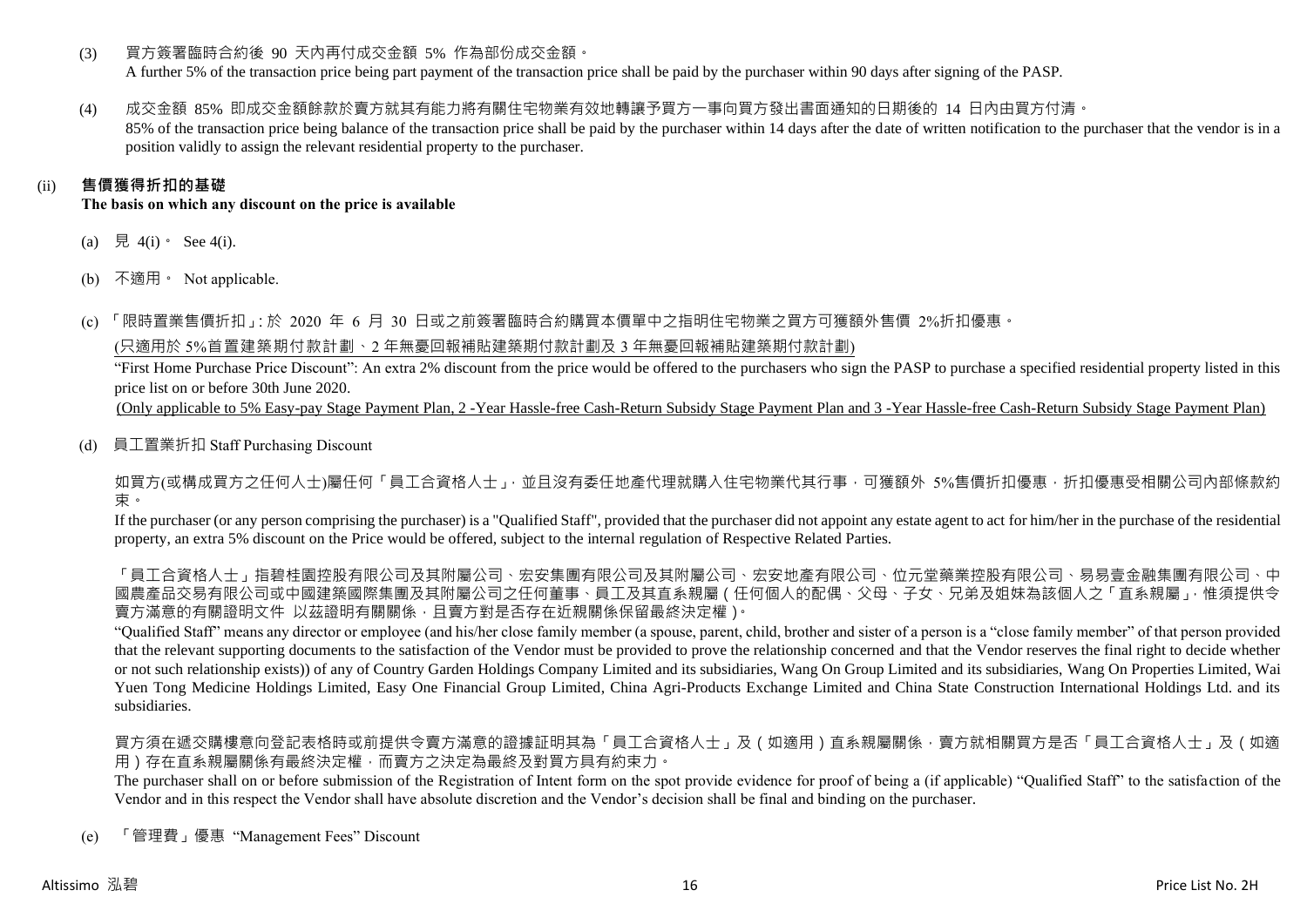(3) 買方簽署臨時合約後 90 天內再付成交金額 5% 作為部份成交金額。
A further 5% of the transaction price being part payment of the transaction price shall be paid by the purchaser within 90 days after signing of the PASP.

(4) 成交金額 85% 即成交金額餘款於賣方就其有能力將有關住宅物業有效地轉讓予買方一事向買方發出書面通知的日期後的 14 日內由買方付清。
85% of the transaction price being balance of the transaction price shall be paid by the purchaser within 14 days after the date of written notification to the purchaser that the vendor is in a position validly to assign the relevant residential property to the purchaser.

(ii) **售價獲得折扣的基礎**
**The basis on which any discount on the price is available**

(a) 見 4(i)。 See 4(i).

(b) 不適用。 Not applicable.

(c) 「限時置業售價折扣」: 於 2020 年 6 月 30 日或之前簽署臨時合約購買本價單中之指明住宅物業之買方可獲額外售價 2%折扣優惠。

(只適用於 5%首置建築期付款計劃、2 年無憂回報補貼建築期付款計劃及 3 年無憂回報補貼建築期付款計劃)

"First Home Purchase Price Discount": An extra 2% discount from the price would be offered to the purchasers who sign the PASP to purchase a specified residential property listed in this price list on or before 30th June 2020.

(Only applicable to 5% Easy-pay Stage Payment Plan, 2 -Year Hassle-free Cash-Return Subsidy Stage Payment Plan and 3 -Year Hassle-free Cash-Return Subsidy Stage Payment Plan)

(d) 員工置業折扣 Staff Purchasing Discount

如買方(或構成買方之任何人士)屬任何「員工合資格人士」,並且沒有委任地產代理就購入住宅物業代其行事,可獲額外 5%售價折扣優惠,折扣優惠受相關公司內部條款約束。

If the purchaser (or any person comprising the purchaser) is a "Qualified Staff", provided that the purchaser did not appoint any estate agent to act for him/her in the purchase of the residential property, an extra 5% discount on the Price would be offered, subject to the internal regulation of Respective Related Parties.

「員工合資格人士」指碧桂園控股有限公司及其附屬公司、宏安集團有限公司及其附屬公司、宏安地產有限公司、位元堂藥業控股有限公司、易易壹金融集團有限公司、中國農產品交易有限公司或中國建築國際集團及其附屬公司之任何董事、員工及其直系親屬(任何個人的配偶、父母、子女、兄弟及姐妹為該個人之「直系親屬」,惟須提供令賣方滿意的有關證明文件 以茲證明有關關係,且賣方對是否存在近親關係保留最終決定權)。

"Qualified Staff" means any director or employee (and his/her close family member (a spouse, parent, child, brother and sister of a person is a "close family member" of that person provided that the relevant supporting documents to the satisfaction of the Vendor must be provided to prove the relationship concerned and that the Vendor reserves the final right to decide whether or not such relationship exists)) of any of Country Garden Holdings Company Limited and its subsidiaries, Wang On Group Limited and its subsidiaries, Wang On Properties Limited, Wai Yuen Tong Medicine Holdings Limited, Easy One Financial Group Limited, China Agri-Products Exchange Limited and China State Construction International Holdings Ltd. and its subsidiaries.

買方須在遞交購樓意向登記表格時或前提供令賣方滿意的證據証明其為「員工合資格人士」及(如適用)直系親屬關係,賣方就相關買方是否「員工合資格人士」及(如適用)存在直系親屬關係有最終決定權,而賣方之決定為最終及對買方具有約束力。

The purchaser shall on or before submission of the Registration of Intent form on the spot provide evidence for proof of being a (if applicable) "Qualified Staff" to the satisfaction of the Vendor and in this respect the Vendor shall have absolute discretion and the Vendor's decision shall be final and binding on the purchaser.

(e) 「管理費」優惠 "Management Fees" Discount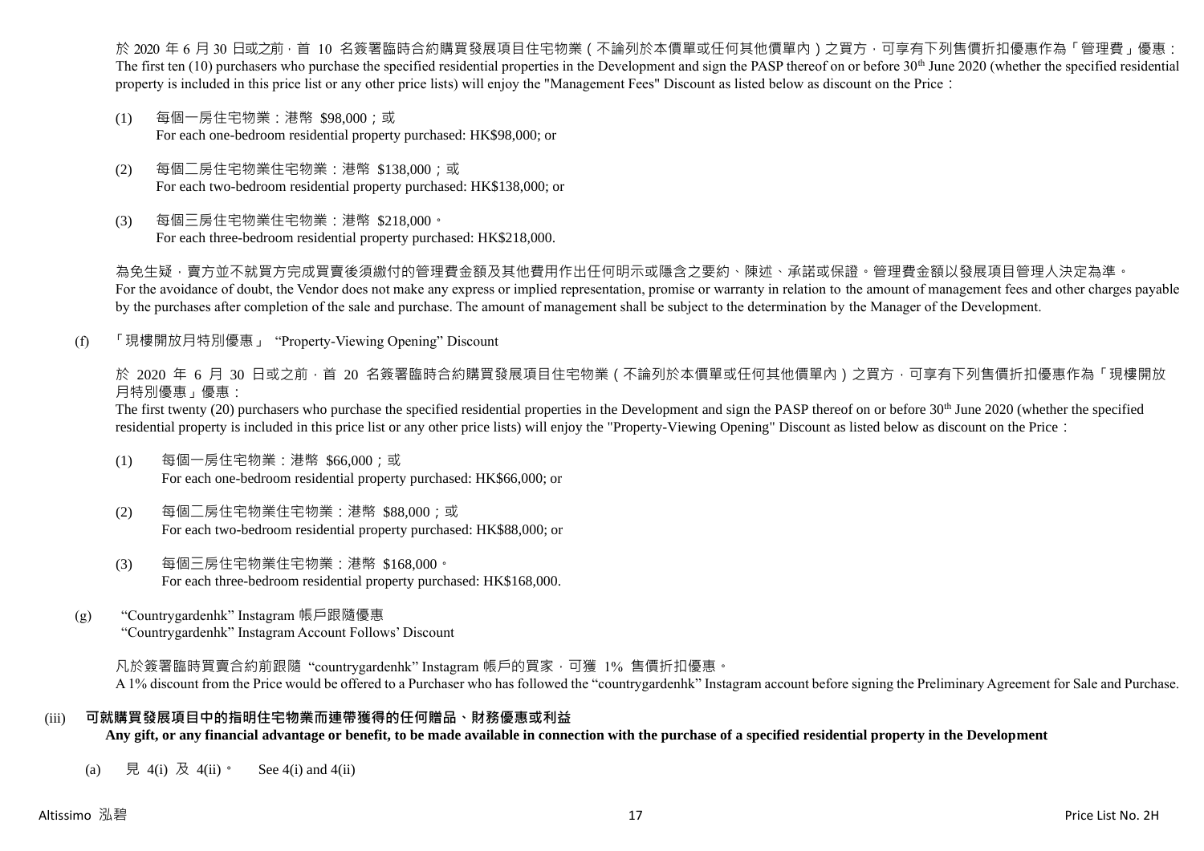於 2020 年 6 月 30 日或之前，首 10 名簽署臨時合約購買發展項目住宅物業（不論列於本價單或任何其他價單內）之買方，可享有下列售價折扣優惠作為「管理費」優惠：
The first ten (10) purchasers who purchase the specified residential properties in the Development and sign the PASP thereof on or before 30th June 2020 (whether the specified residential property is included in this price list or any other price lists) will enjoy the "Management Fees" Discount as listed below as discount on the Price：

(1) 每個一房住宅物業：港幣 $98,000；或
For each one-bedroom residential property purchased: HK$98,000; or

(2) 每個二房住宅物業住宅物業：港幣 $138,000；或
For each two-bedroom residential property purchased: HK$138,000; or

(3) 每個三房住宅物業住宅物業：港幣 $218,000。
For each three-bedroom residential property purchased: HK$218,000.

為免生疑，賣方並不就買方完成買賣後須繳付的管理費金額及其他費用作出任何明示或隱含之要約、陳述、承諾或保證。管理費金額以發展項目管理人決定為準。
For the avoidance of doubt, the Vendor does not make any express or implied representation, promise or warranty in relation to the amount of management fees and other charges payable by the purchases after completion of the sale and purchase. The amount of management shall be subject to the determination by the Manager of the Development.

(f) 「現樓開放月特別優惠」 "Property-Viewing Opening" Discount

於 2020 年 6 月 30 日或之前，首 20 名簽署臨時合約購買發展項目住宅物業（不論列於本價單或任何其他價單內）之買方，可享有下列售價折扣優惠作為「現樓開放月特別優惠」優惠：
The first twenty (20) purchasers who purchase the specified residential properties in the Development and sign the PASP thereof on or before 30th June 2020 (whether the specified residential property is included in this price list or any other price lists) will enjoy the "Property-Viewing Opening" Discount as listed below as discount on the Price：

(1) 每個一房住宅物業：港幣 $66,000；或
For each one-bedroom residential property purchased: HK$66,000; or

(2) 每個二房住宅物業住宅物業：港幣 $88,000；或
For each two-bedroom residential property purchased: HK$88,000; or

(3) 每個三房住宅物業住宅物業：港幣 $168,000。
For each three-bedroom residential property purchased: HK$168,000.

(g) "Countrygardenhk" Instagram 帳戶跟隨優惠
"Countrygardenhk" Instagram Account Follows' Discount

凡於簽署臨時買賣合約前跟隨 "countrygardenhk" Instagram 帳戶的買家，可獲 1% 售價折扣優惠。
A 1% discount from the Price would be offered to a Purchaser who has followed the "countrygardenhk" Instagram account before signing the Preliminary Agreement for Sale and Purchase.

(iii) **可就購買發展項目中的指明住宅物業而連帶獲得的任何贈品、財務優惠或利益**
**Any gift, or any financial advantage or benefit, to be made available in connection with the purchase of a specified residential property in the Development**

(a) 見 4(i) 及 4(ii)。 See 4(i) and 4(ii)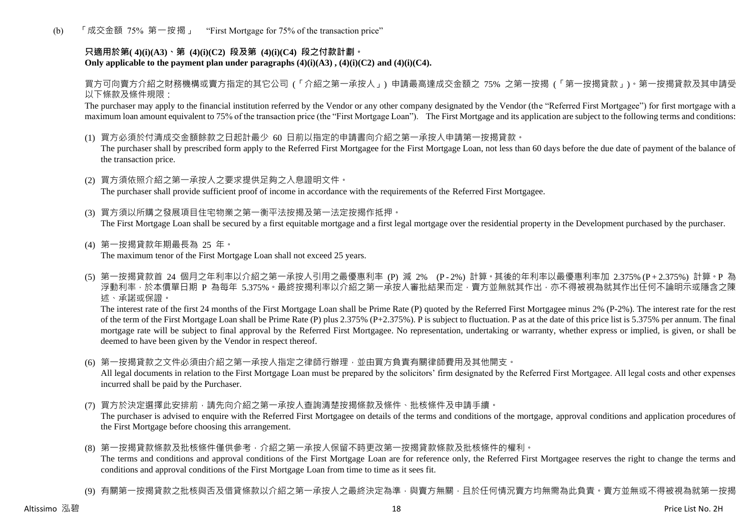(b) 「成交金額 75% 第一按揭」 "First Mortgage for 75% of the transaction price"

**只適用於第( 4)(i)(A3)、第 (4)(i)(C2) 段及第 (4)(i)(C4) 段之付款計劃。**
**Only applicable to the payment plan under paragraphs (4)(i)(A3) , (4)(i)(C2) and (4)(i)(C4).**

買方可向賣方介紹之財務機構或賣方指定的其它公司 (「介紹之第一承按人」) 申請最高達成交金額之 75% 之第一按揭 (「第一按揭貸款」)。第一按揭貸款及其申請受以下條款及條件規限：

The purchaser may apply to the financial institution referred by the Vendor or any other company designated by the Vendor (the "Referred First Mortgagee") for first mortgage with a maximum loan amount equivalent to 75% of the transaction price (the "First Mortgage Loan"). The First Mortgage and its application are subject to the following terms and conditions:

(1) 買方必須於付清成交金額餘款之日起計最少 60 日前以指定的申請書向介紹之第一承按人申請第一按揭貸款。
The purchaser shall by prescribed form apply to the Referred First Mortgagee for the First Mortgage Loan, not less than 60 days before the due date of payment of the balance of the transaction price.

(2) 買方須依照介紹之第一承按人之要求提供足夠之入息證明文件。
The purchaser shall provide sufficient proof of income in accordance with the requirements of the Referred First Mortgagee.

(3) 買方須以所購之發展項目住宅物業之第一衡平法按揭及第一法定按揭作抵押。
The First Mortgage Loan shall be secured by a first equitable mortgage and a first legal mortgage over the residential property in the Development purchased by the purchaser.

(4) 第一按揭貸款年期最長為 25 年。
The maximum tenor of the First Mortgage Loan shall not exceed 25 years.

(5) 第一按揭貸款首 24 個月之年利率以介紹之第一承按人引用之最優惠利率 (P) 減 2% (P - 2%) 計算。其後的年利率以最優惠利率加 2.375% (P + 2.375%) 計算。P 為浮動利率，於本價單日期 P 為每年 5.375%。最終按揭利率以介紹之第一承按人審批結果而定，賣方並無就其作出，亦不得被視為就其作出任何不論明示或隱含之陳述、承諾或保證。
The interest rate of the first 24 months of the First Mortgage Loan shall be Prime Rate (P) quoted by the Referred First Mortgagee minus 2% (P-2%). The interest rate for the rest of the term of the First Mortgage Loan shall be Prime Rate (P) plus 2.375% (P+2.375%). P is subject to fluctuation. P as at the date of this price list is 5.375% per annum. The final mortgage rate will be subject to final approval by the Referred First Mortgagee. No representation, undertaking or warranty, whether express or implied, is given, or shall be deemed to have been given by the Vendor in respect thereof.

(6) 第一按揭貸款之文件必須由介紹之第一承按人指定之律師行辦理，並由買方負責有關律師費用及其他開支。
All legal documents in relation to the First Mortgage Loan must be prepared by the solicitors' firm designated by the Referred First Mortgagee. All legal costs and other expenses incurred shall be paid by the Purchaser.

(7) 買方於決定選擇此安排前，請先向介紹之第一承按人查詢清楚按揭條款及條件、批核條件及申請手續。
The purchaser is advised to enquire with the Referred First Mortgagee on details of the terms and conditions of the mortgage, approval conditions and application procedures of the First Mortgage before choosing this arrangement.

(8) 第一按揭貸款條款及批核條件僅供參考，介紹之第一承按人保留不時更改第一按揭貸款條款及批核條件的權利。
The terms and conditions and approval conditions of the First Mortgage Loan are for reference only, the Referred First Mortgagee reserves the right to change the terms and conditions and approval conditions of the First Mortgage Loan from time to time as it sees fit.

(9) 有關第一按揭貸款之批核與否及借貸條款以介紹之第一承按人之最終決定為準，與賣方無關，且於任何情況賣方均無需為此負責。賣方並無或不得被視為就第一按揭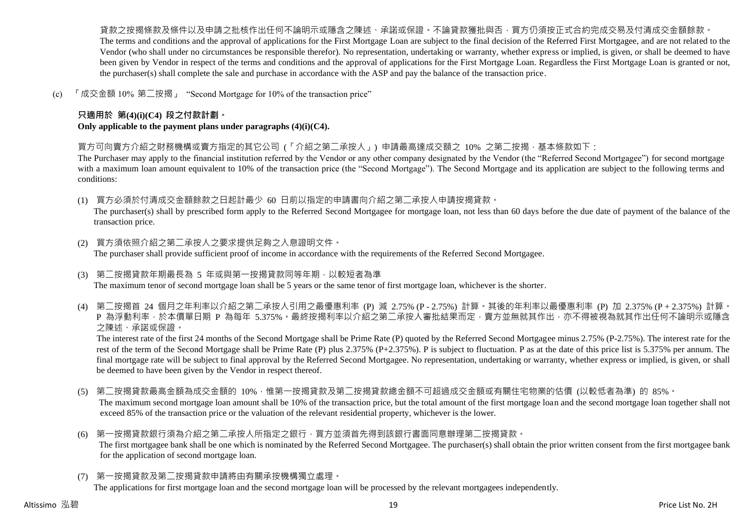貸款之按揭條款及條件以及申請之批核作出任何不論明示或隱含之陳述、承諾或保證。不論貸款獲批與否，買方仍須按正式合約完成交易及付清成交金額餘款。
The terms and conditions and the approval of applications for the First Mortgage Loan are subject to the final decision of the Referred First Mortgagee, and are not related to the Vendor (who shall under no circumstances be responsible therefor). No representation, undertaking or warranty, whether express or implied, is given, or shall be deemed to have been given by Vendor in respect of the terms and conditions and the approval of applications for the First Mortgage Loan. Regardless the First Mortgage Loan is granted or not, the purchaser(s) shall complete the sale and purchase in accordance with the ASP and pay the balance of the transaction price.

(c) 「成交金額 10% 第二按揭」 "Second Mortgage for 10% of the transaction price"

**只適用於 第(4)(i)(C4) 段之付款計劃。**
**Only applicable to the payment plans under paragraphs (4)(i)(C4).**

買方可向賣方介紹之財務機構或賣方指定的其它公司 (「介紹之第二承按人」) 申請最高達成交額之 10% 之第二按揭，基本條款如下：
The Purchaser may apply to the financial institution referred by the Vendor or any other company designated by the Vendor (the "Referred Second Mortgagee") for second mortgage with a maximum loan amount equivalent to 10% of the transaction price (the "Second Mortgage"). The Second Mortgage and its application are subject to the following terms and conditions:

(1) 買方必須於付清成交金額餘款之日起計最少 60 日前以指定的申請書向介紹之第二承按人申請按揭貸款。
The purchaser(s) shall by prescribed form apply to the Referred Second Mortgagee for mortgage loan, not less than 60 days before the due date of payment of the balance of the transaction price.

(2) 買方須依照介紹之第二承按人之要求提供足夠之入息證明文件。
The purchaser shall provide sufficient proof of income in accordance with the requirements of the Referred Second Mortgagee.

(3) 第二按揭貸款年期最長為 5 年或與第一按揭貸款同等年期，以較短者為準
The maximum tenor of second mortgage loan shall be 5 years or the same tenor of first mortgage loan, whichever is the shorter.

(4) 第二按揭首 24 個月之年利率以介紹之第二承按人引用之最優惠利率 (P) 減 2.75% (P - 2.75%) 計算。其後的年利率以最優惠利率 (P) 加 2.375% (P + 2.375%) 計算。P 為浮動利率，於本價單日期 P 為每年 5.375%。最終按揭利率以介紹之第二承按人審批結果而定，賣方並無就其作出，亦不得被視為就其作出任何不論明示或隱含之陳述、承諾或保證。
The interest rate of the first 24 months of the Second Mortgage shall be Prime Rate (P) quoted by the Referred Second Mortgagee minus 2.75% (P-2.75%). The interest rate for the rest of the term of the Second Mortgage shall be Prime Rate (P) plus 2.375% (P+2.375%). P is subject to fluctuation. P as at the date of this price list is 5.375% per annum. The final mortgage rate will be subject to final approval by the Referred Second Mortgagee. No representation, undertaking or warranty, whether express or implied, is given, or shall be deemed to have been given by the Vendor in respect thereof.

(5) 第二按揭貸款最高金額為成交金額的 10%，惟第一按揭貸款及第二按揭貸款總金額不可超過成交金額或有關住宅物業的估價 (以較低者為準) 的 85%。
The maximum second mortgage loan amount shall be 10% of the transaction price, but the total amount of the first mortgage loan and the second mortgage loan together shall not exceed 85% of the transaction price or the valuation of the relevant residential property, whichever is the lower.

(6) 第一按揭貸款銀行須為介紹之第二承按人所指定之銀行，買方並須首先得到該銀行書面同意辦理第二按揭貸款。
The first mortgagee bank shall be one which is nominated by the Referred Second Mortgagee. The purchaser(s) shall obtain the prior written consent from the first mortgagee bank for the application of second mortgage loan.

(7) 第一按揭貸款及第二按揭貸款申請將由有關承按機構獨立處理。
The applications for first mortgage loan and the second mortgage loan will be processed by the relevant mortgagees independently.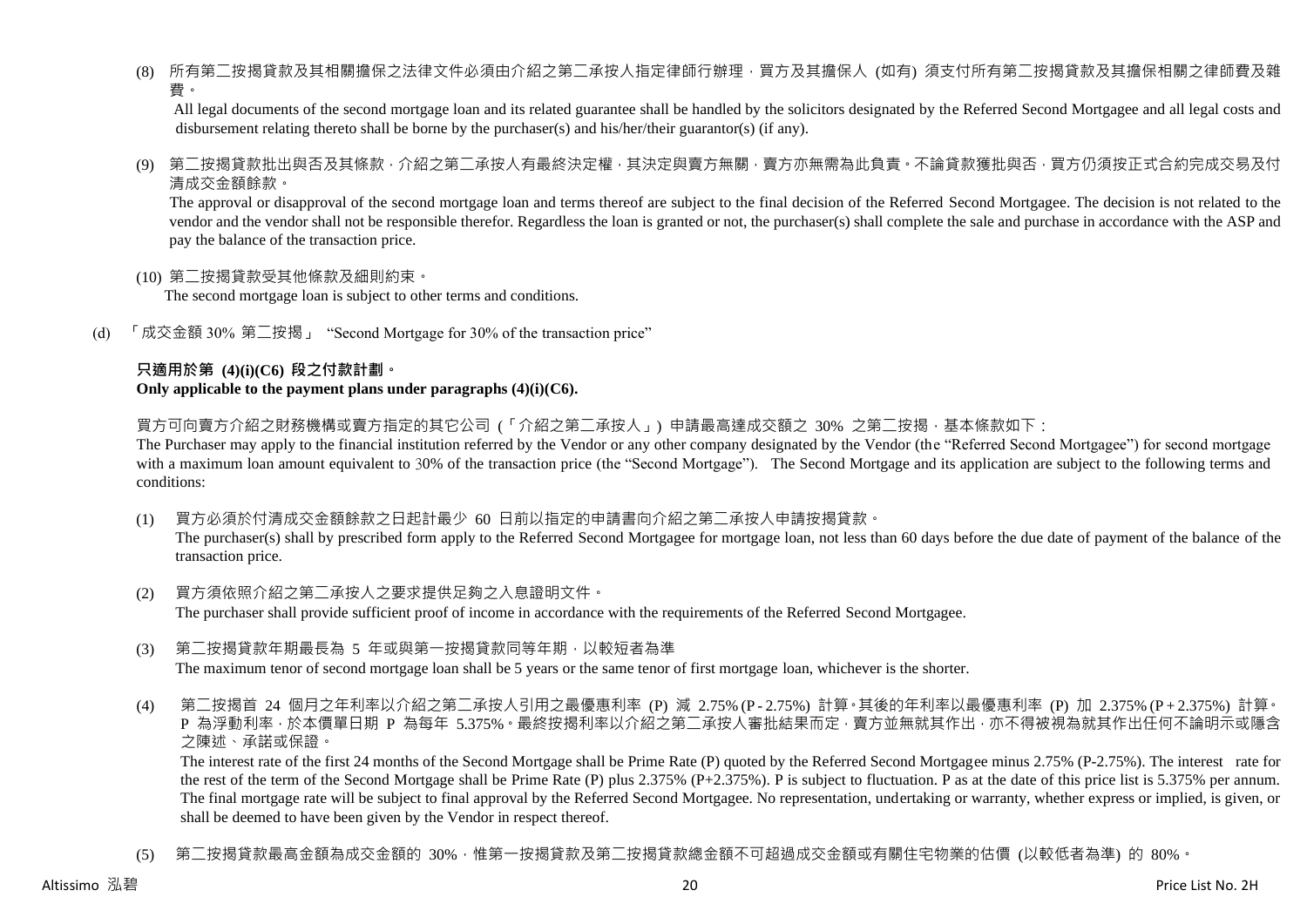(8) 所有第二按揭貸款及其相關擔保之法律文件必須由介紹之第二承按人指定律師行辦理，買方及其擔保人 (如有) 須支付所有第二按揭貸款及其擔保相關之律師費及雜費。

All legal documents of the second mortgage loan and its related guarantee shall be handled by the solicitors designated by the Referred Second Mortgagee and all legal costs and disbursement relating thereto shall be borne by the purchaser(s) and his/her/their guarantor(s) (if any).

(9) 第二按揭貸款批出與否及其條款，介紹之第二承按人有最終決定權，其決定與賣方無關，賣方亦無需為此負責。不論貸款獲批與否，買方仍須按正式合約完成交易及付清成交金額餘款。

The approval or disapproval of the second mortgage loan and terms thereof are subject to the final decision of the Referred Second Mortgagee. The decision is not related to the vendor and the vendor shall not be responsible therefor. Regardless the loan is granted or not, the purchaser(s) shall complete the sale and purchase in accordance with the ASP and pay the balance of the transaction price.

(10) 第二按揭貸款受其他條款及細則約束。

The second mortgage loan is subject to other terms and conditions.

(d) 「成交金額 30% 第二按揭」 "Second Mortgage for 30% of the transaction price"

**只適用於第 (4)(i)(C6) 段之付款計劃。**
**Only applicable to the payment plans under paragraphs (4)(i)(C6).**

買方可向賣方介紹之財務機構或賣方指定的其它公司 (「介紹之第二承按人」) 申請最高達成交額之 30% 之第二按揭，基本條款如下：

The Purchaser may apply to the financial institution referred by the Vendor or any other company designated by the Vendor (the "Referred Second Mortgagee") for second mortgage with a maximum loan amount equivalent to 30% of the transaction price (the "Second Mortgage"). The Second Mortgage and its application are subject to the following terms and conditions:

(1) 買方必須於付清成交金額餘款之日起計最少 60 日前以指定的申請書向介紹之第二承按人申請按揭貸款。

The purchaser(s) shall by prescribed form apply to the Referred Second Mortgagee for mortgage loan, not less than 60 days before the due date of payment of the balance of the transaction price.

(2) 買方須依照介紹之第二承按人之要求提供足夠之入息證明文件。

The purchaser shall provide sufficient proof of income in accordance with the requirements of the Referred Second Mortgagee.

(3) 第二按揭貸款年期最長為 5 年或與第一按揭貸款同等年期，以較短者為準

The maximum tenor of second mortgage loan shall be 5 years or the same tenor of first mortgage loan, whichever is the shorter.

(4) 第二按揭首 24 個月之年利率以介紹之第二承按人引用之最優惠利率 (P) 減 2.75% (P - 2.75%) 計算。其後的年利率以最優惠利率 (P) 加 2.375% (P + 2.375%) 計算。P 為浮動利率，於本價單日期 P 為每年 5.375%。最終按揭利率以介紹之第二承按人審批結果而定，賣方並無就其作出，亦不得被視為就其作出任何不論明示或隱含之陳述、承諾或保證。

The interest rate of the first 24 months of the Second Mortgage shall be Prime Rate (P) quoted by the Referred Second Mortgagee minus 2.75% (P-2.75%). The interest rate for the rest of the term of the Second Mortgage shall be Prime Rate (P) plus 2.375% (P+2.375%). P is subject to fluctuation. P as at the date of this price list is 5.375% per annum. The final mortgage rate will be subject to final approval by the Referred Second Mortgagee. No representation, undertaking or warranty, whether express or implied, is given, or shall be deemed to have been given by the Vendor in respect thereof.

(5) 第二按揭貸款最高金額為成交金額的 30%，惟第一按揭貸款及第二按揭貸款總金額不可超過成交金額或有關住宅物業的估價 (以較低者為準) 的 80%。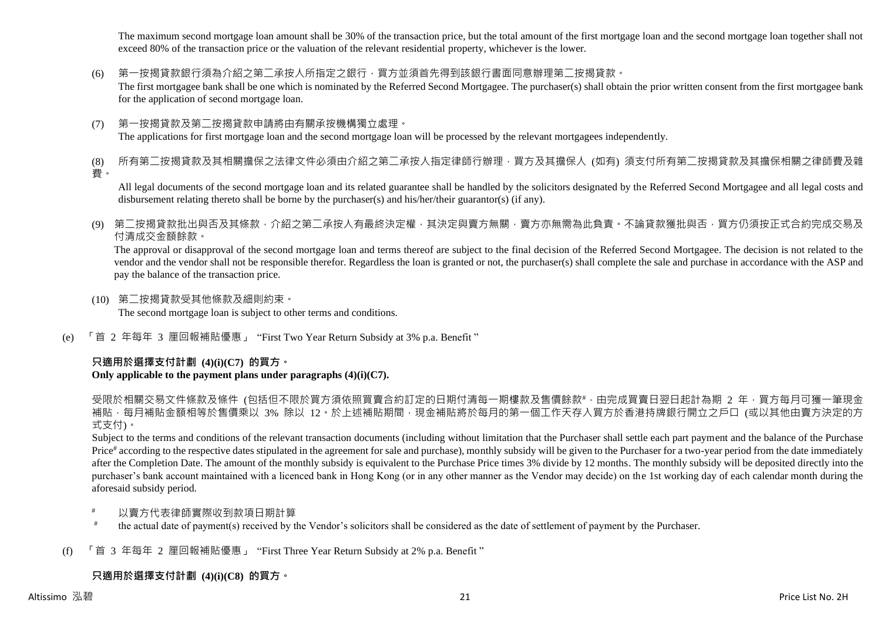The maximum second mortgage loan amount shall be 30% of the transaction price, but the total amount of the first mortgage loan and the second mortgage loan together shall not exceed 80% of the transaction price or the valuation of the relevant residential property, whichever is the lower.

(6) 第一按揭貸款銀行須為介紹之第二承按人所指定之銀行，買方並須首先得到該銀行書面同意辦理第二按揭貸款。

The first mortgagee bank shall be one which is nominated by the Referred Second Mortgagee. The purchaser(s) shall obtain the prior written consent from the first mortgagee bank for the application of second mortgage loan.

(7) 第一按揭貸款及第二按揭貸款申請將由有關承按機構獨立處理。

The applications for first mortgage loan and the second mortgage loan will be processed by the relevant mortgagees independently.

(8) 所有第二按揭貸款及其相關擔保之法律文件必須由介紹之第二承按人指定律師行辦理，買方及其擔保人 (如有) 須支付所有第二按揭貸款及其擔保相關之律師費及雜費。

All legal documents of the second mortgage loan and its related guarantee shall be handled by the solicitors designated by the Referred Second Mortgagee and all legal costs and disbursement relating thereto shall be borne by the purchaser(s) and his/her/their guarantor(s) (if any).

(9) 第二按揭貸款批出與否及其條款，介紹之第二承按人有最終決定權，其決定與賣方無關，賣方亦無需為此負責。不論貸款獲批與否，買方仍須按正式合約完成交易及付清成交金額餘款。

The approval or disapproval of the second mortgage loan and terms thereof are subject to the final decision of the Referred Second Mortgagee. The decision is not related to the vendor and the vendor shall not be responsible therefor. Regardless the loan is granted or not, the purchaser(s) shall complete the sale and purchase in accordance with the ASP and pay the balance of the transaction price.

(10) 第二按揭貸款受其他條款及細則約束。

The second mortgage loan is subject to other terms and conditions.

(e) 「首 2 年每年 3 厘回報補貼優惠」 "First Two Year Return Subsidy at 3% p.a. Benefit"

**只適用於選擇支付計劃 (4)(i)(C7) 的買方。**
**Only applicable to the payment plans under paragraphs (4)(i)(C7).**

受限於相關交易文件條款及條件 (包括但不限於買方須依照買賣合約訂定的日期付清每一期樓款及售價餘款#，由完成買賣日翌日起計為期 2 年，買方每月可獲一筆現金補貼，每月補貼金額相等於售價乘以 3% 除以 12。於上述補貼期間，現金補貼將於每月的第一個工作天存入買方於香港持牌銀行開立之戶口 (或以其他由賣方決定的方式支付)。

Subject to the terms and conditions of the relevant transaction documents (including without limitation that the Purchaser shall settle each part payment and the balance of the Purchase Price# according to the respective dates stipulated in the agreement for sale and purchase), monthly subsidy will be given to the Purchaser for a two-year period from the date immediately after the Completion Date. The amount of the monthly subsidy is equivalent to the Purchase Price times 3% divide by 12 months. The monthly subsidy will be deposited directly into the purchaser's bank account maintained with a licenced bank in Hong Kong (or in any other manner as the Vendor may decide) on the 1st working day of each calendar month during the aforesaid subsidy period.

# 以賣方代表律師實際收到款項日期計算

# the actual date of payment(s) received by the Vendor's solicitors shall be considered as the date of settlement of payment by the Purchaser.

(f) 「首 3 年每年 2 厘回報補貼優惠」 "First Three Year Return Subsidy at 2% p.a. Benefit"

**只適用於選擇支付計劃 (4)(i)(C8) 的買方。**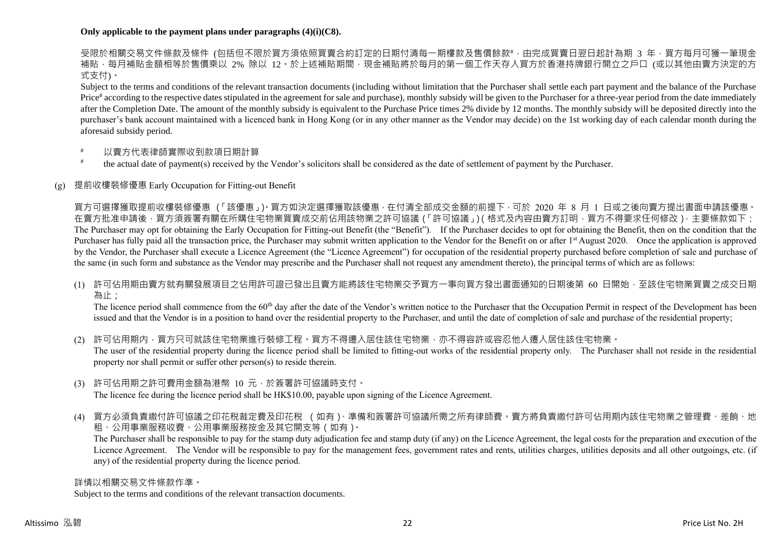**Only applicable to the payment plans under paragraphs (4)(i)(C8).**

受限於相關交易文件條款及條件 (包括但不限於買方須依照買賣合約訂定的日期付清每一期樓款及售價餘款#，由完成買賣日翌日起計為期 3 年，買方每月可獲一筆現金補貼，每月補貼金額相等於售價乘以 2% 除以 12。於上述補貼期間，現金補貼將於每月的第一個工作天存入買方於香港持牌銀行開立之戶口 (或以其他由賣方決定的方式支付)。

Subject to the terms and conditions of the relevant transaction documents (including without limitation that the Purchaser shall settle each part payment and the balance of the Purchase Price# according to the respective dates stipulated in the agreement for sale and purchase), monthly subsidy will be given to the Purchaser for a three-year period from the date immediately after the Completion Date. The amount of the monthly subsidy is equivalent to the Purchase Price times 2% divide by 12 months. The monthly subsidy will be deposited directly into the purchaser's bank account maintained with a licenced bank in Hong Kong (or in any other manner as the Vendor may decide) on the 1st working day of each calendar month during the aforesaid subsidy period.

# 以賣方代表律師實際收到款項日期計算

# the actual date of payment(s) received by the Vendor's solicitors shall be considered as the date of settlement of payment by the Purchaser.

(g) 提前收樓裝修優惠 Early Occupation for Fitting-out Benefit

買方可選擇獲取提前收樓裝修優惠 (「該優惠」)。買方如決定選擇獲取該優惠，在付清全部成交金額的前提下，可於 2020 年 8 月 1 日或之後向賣方提出書面申請該優惠。在賣方批准申請後，買方須簽署有關在所購住宅物業買賣成交前佔用該物業之許可協議 (「許可協議」) ( 格式及內容由賣方訂明，買方不得要求任何修改 )，主要條款如下：

The Purchaser may opt for obtaining the Early Occupation for Fitting-out Benefit (the "Benefit"). If the Purchaser decides to opt for obtaining the Benefit, then on the condition that the Purchaser has fully paid all the transaction price, the Purchaser may submit written application to the Vendor for the Benefit on or after 1st August 2020. Once the application is approved by the Vendor, the Purchaser shall execute a Licence Agreement (the "Licence Agreement") for occupation of the residential property purchased before completion of sale and purchase of the same (in such form and substance as the Vendor may prescribe and the Purchaser shall not request any amendment thereto), the principal terms of which are as follows:

(1) 許可佔用期由賣方就有關發展項目之佔用許可證已發出且賣方能將該住宅物業交予買方一事向買方發出書面通知的日期後第 60 日開始，至該住宅物業買賣之成交日期為止；
The licence period shall commence from the 60th day after the date of the Vendor's written notice to the Purchaser that the Occupation Permit in respect of the Development has been issued and that the Vendor is in a position to hand over the residential property to the Purchaser, and until the date of completion of sale and purchase of the residential property;

(2) 許可佔用期內，買方只可就該住宅物業進行裝修工程。買方不得遷入居住該住宅物業，亦不得容許或容忍他人遷入居住該住宅物業。
The user of the residential property during the licence period shall be limited to fitting-out works of the residential property only. The Purchaser shall not reside in the residential property nor shall permit or suffer other person(s) to reside therein.

(3) 許可佔用期之許可費用金額為港幣 10 元，於簽署許可協議時支付。
The licence fee during the licence period shall be HK$10.00, payable upon signing of the Licence Agreement.

(4) 買方必須負責繳付許可協議之印花稅裁定費及印花稅 ( 如有 )、準備和簽署許可協議所需之所有律師費。賣方將負責繳付許可佔用期內該住宅物業之管理費、差餉、地租、公用事業服務收費、公用事業服務按金及其它開支等 ( 如有 )。
The Purchaser shall be responsible to pay for the stamp duty adjudication fee and stamp duty (if any) on the Licence Agreement, the legal costs for the preparation and execution of the Licence Agreement. The Vendor will be responsible to pay for the management fees, government rates and rents, utilities charges, utilities deposits and all other outgoings, etc. (if any) of the residential property during the licence period.

詳情以相關交易文件條款作準。
Subject to the terms and conditions of the relevant transaction documents.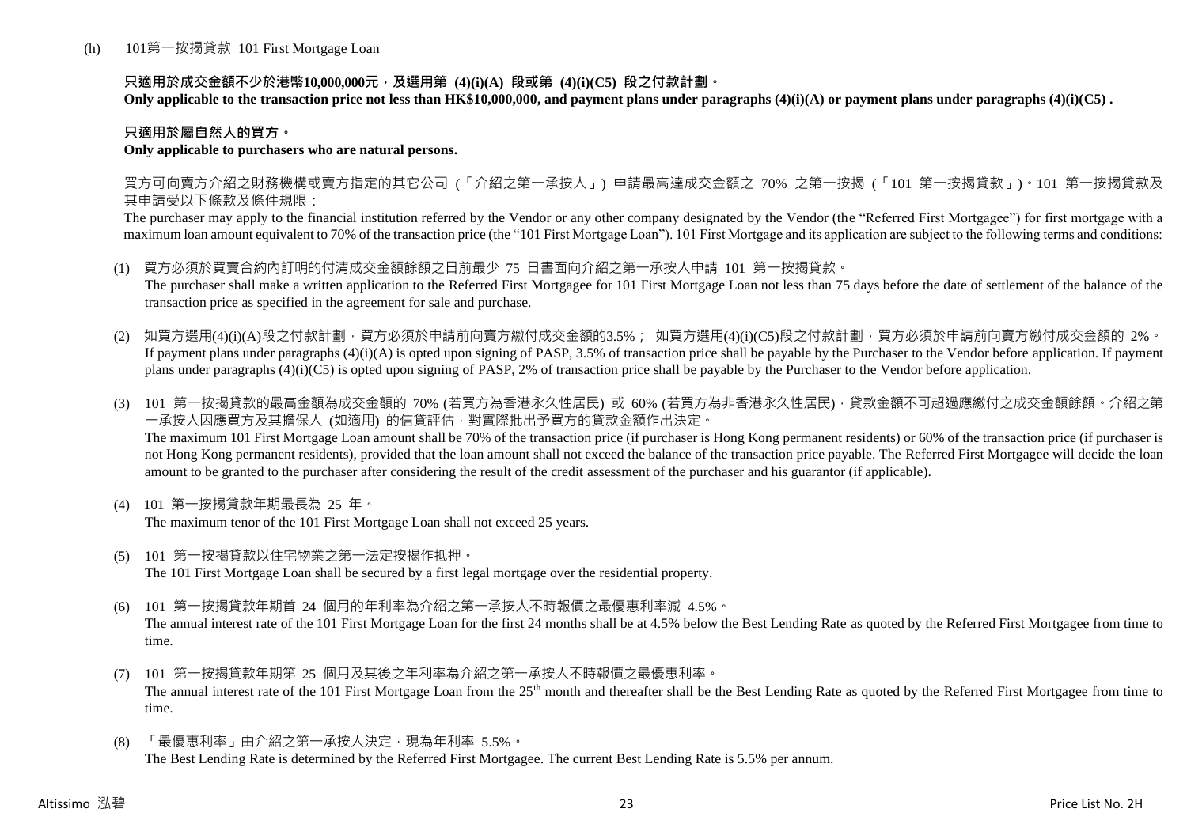(h) 101第一按揭貸款 101 First Mortgage Loan

**只適用於成交金額不少於港幣10,000,000元，及選用第 (4)(i)(A) 段或第 (4)(i)(C5) 段之付款計劃。**
**Only applicable to the transaction price not less than HK$10,000,000, and payment plans under paragraphs (4)(i)(A) or payment plans under paragraphs (4)(i)(C5) .**

**只適用於屬自然人的買方。**
**Only applicable to purchasers who are natural persons.**

買方可向賣方介紹之財務機構或賣方指定的其它公司 (「介紹之第一承按人」) 申請最高達成交金額之 70% 之第一按揭 (「101 第一按揭貸款」)。101 第一按揭貸款及其申請受以下條款及條件規限：
The purchaser may apply to the financial institution referred by the Vendor or any other company designated by the Vendor (the "Referred First Mortgagee") for first mortgage with a maximum loan amount equivalent to 70% of the transaction price (the "101 First Mortgage Loan"). 101 First Mortgage and its application are subject to the following terms and conditions:

(1) 買方必須於買賣合約內訂明的付清成交金額餘額之日前最少 75 日書面向介紹之第一承按人申請 101 第一按揭貸款。
The purchaser shall make a written application to the Referred First Mortgagee for 101 First Mortgage Loan not less than 75 days before the date of settlement of the balance of the transaction price as specified in the agreement for sale and purchase.

(2) 如買方選用(4)(i)(A)段之付款計劃，買方必須於申請前向賣方繳付成交金額的3.5%； 如買方選用(4)(i)(C5)段之付款計劃，買方必須於申請前向賣方繳付成交金額的 2%。
If payment plans under paragraphs (4)(i)(A) is opted upon signing of PASP, 3.5% of transaction price shall be payable by the Purchaser to the Vendor before application. If payment plans under paragraphs (4)(i)(C5) is opted upon signing of PASP, 2% of transaction price shall be payable by the Purchaser to the Vendor before application.

(3) 101 第一按揭貸款的最高金額為成交金額的 70% (若買方為香港永久性居民) 或 60% (若買方為非香港永久性居民)，貸款金額不可超過應繳付之成交金額餘額。介紹之第一承按人因應買方及其擔保人 (如適用) 的信貸評估，對實際批出予買方的貸款金額作出決定。
The maximum 101 First Mortgage Loan amount shall be 70% of the transaction price (if purchaser is Hong Kong permanent residents) or 60% of the transaction price (if purchaser is not Hong Kong permanent residents), provided that the loan amount shall not exceed the balance of the transaction price payable. The Referred First Mortgagee will decide the loan amount to be granted to the purchaser after considering the result of the credit assessment of the purchaser and his guarantor (if applicable).

(4) 101 第一按揭貸款年期最長為 25 年。
The maximum tenor of the 101 First Mortgage Loan shall not exceed 25 years.

(5) 101 第一按揭貸款以住宅物業之第一法定按揭作抵押。
The 101 First Mortgage Loan shall be secured by a first legal mortgage over the residential property.

(6) 101 第一按揭貸款年期首 24 個月的年利率為介紹之第一承按人不時報價之最優惠利率減 4.5%。
The annual interest rate of the 101 First Mortgage Loan for the first 24 months shall be at 4.5% below the Best Lending Rate as quoted by the Referred First Mortgagee from time to time.

(7) 101 第一按揭貸款年期第 25 個月及其後之年利率為介紹之第一承按人不時報價之最優惠利率。
The annual interest rate of the 101 First Mortgage Loan from the 25th month and thereafter shall be the Best Lending Rate as quoted by the Referred First Mortgagee from time to time.

(8) 「最優惠利率」由介紹之第一承按人決定，現為年利率 5.5%。
The Best Lending Rate is determined by the Referred First Mortgagee. The current Best Lending Rate is 5.5% per annum.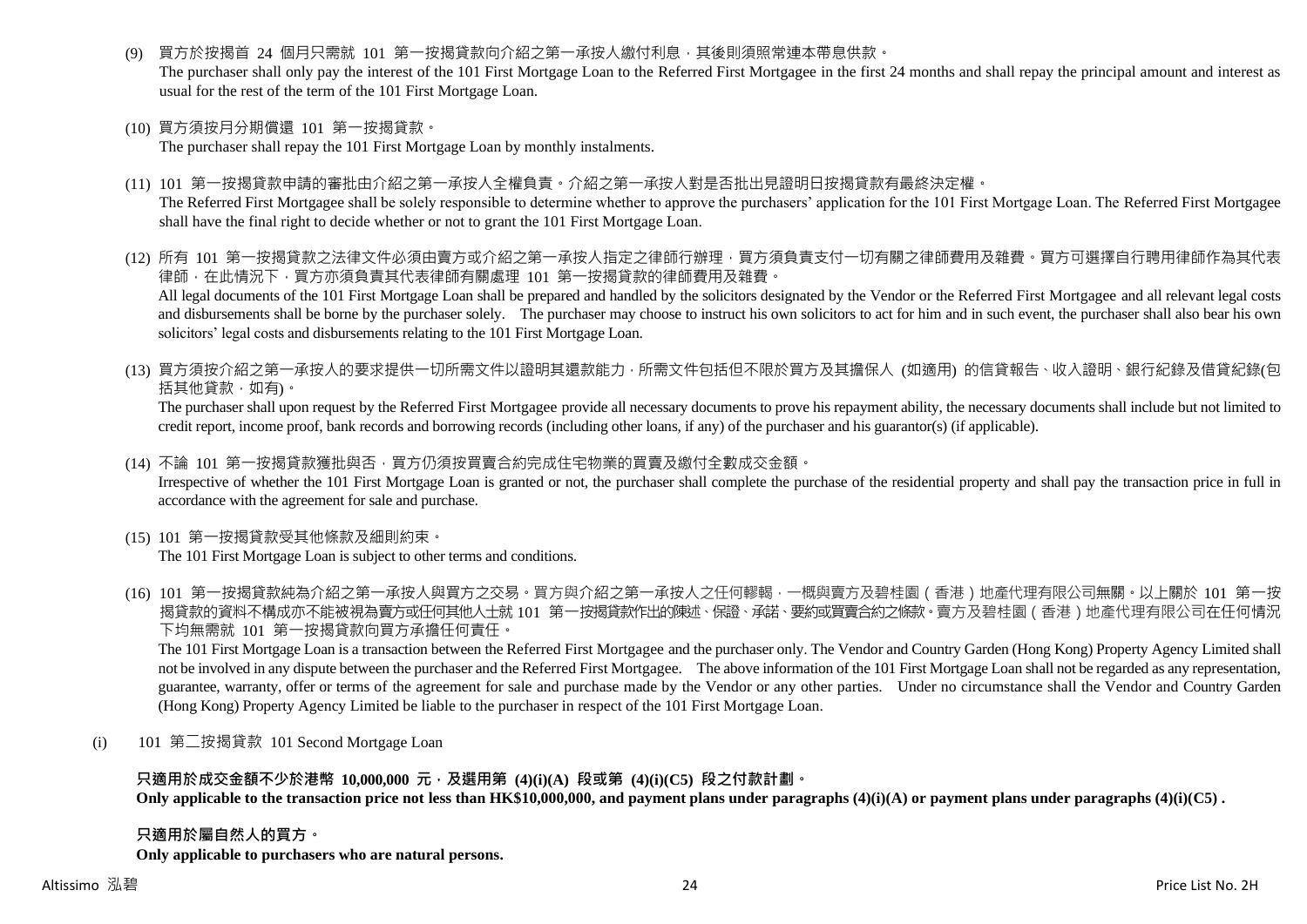(9) 買方於按揭首 24 個月只需就 101 第一按揭貸款向介紹之第一承按人繳付利息，其後則須照常連本帶息供款。
The purchaser shall only pay the interest of the 101 First Mortgage Loan to the Referred First Mortgagee in the first 24 months and shall repay the principal amount and interest as usual for the rest of the term of the 101 First Mortgage Loan.

(10) 買方須按月分期償還 101 第一按揭貸款。
The purchaser shall repay the 101 First Mortgage Loan by monthly instalments.

(11) 101 第一按揭貸款申請的審批由介紹之第一承按人全權負責。介紹之第一承按人對是否批出見證明日按揭貸款有最終決定權。
The Referred First Mortgagee shall be solely responsible to determine whether to approve the purchasers' application for the 101 First Mortgage Loan. The Referred First Mortgagee shall have the final right to decide whether or not to grant the 101 First Mortgage Loan.

(12) 所有 101 第一按揭貸款之法律文件必須由賣方或介紹之第一承按人指定之律師行辦理，買方須負責支付一切有關之律師費用及雜費。買方可選擇自行聘用律師作為其代表律師，在此情況下，買方亦須負責其代表律師有關處理 101 第一按揭貸款的律師費用及雜費。
All legal documents of the 101 First Mortgage Loan shall be prepared and handled by the solicitors designated by the Vendor or the Referred First Mortgagee and all relevant legal costs and disbursements shall be borne by the purchaser solely. The purchaser may choose to instruct his own solicitors to act for him and in such event, the purchaser shall also bear his own solicitors' legal costs and disbursements relating to the 101 First Mortgage Loan.

(13) 買方須按介紹之第一承按人的要求提供一切所需文件以證明其還款能力，所需文件包括但不限於買方及其擔保人 (如適用) 的信貸報告、收入證明、銀行紀錄及借貸紀錄(包括其他貸款，如有)。
The purchaser shall upon request by the Referred First Mortgagee provide all necessary documents to prove his repayment ability, the necessary documents shall include but not limited to credit report, income proof, bank records and borrowing records (including other loans, if any) of the purchaser and his guarantor(s) (if applicable).

(14) 不論 101 第一按揭貸款獲批與否，買方仍須按買賣合約完成住宅物業的買賣及繳付全數成交金額。
Irrespective of whether the 101 First Mortgage Loan is granted or not, the purchaser shall complete the purchase of the residential property and shall pay the transaction price in full in accordance with the agreement for sale and purchase.

(15) 101 第一按揭貸款受其他條款及細則約束。
The 101 First Mortgage Loan is subject to other terms and conditions.

(16) 101 第一按揭貸款純為介紹之第一承按人與買方之交易。買方與介紹之第一承按人之任何轇轕，一概與賣方及碧桂園（香港）地產代理有限公司無關。以上關於 101 第一按揭貸款的資料不構成亦不能被視為賣方或任何其他人士就 101 第一按揭貸款作出的陳述、保證、承諾、要約或買賣合約之條款。賣方及碧桂園（香港）地產代理有限公司在任何情況下均無需就 101 第一按揭貸款向買方承擔任何責任。
The 101 First Mortgage Loan is a transaction between the Referred First Mortgagee and the purchaser only. The Vendor and Country Garden (Hong Kong) Property Agency Limited shall not be involved in any dispute between the purchaser and the Referred First Mortgagee. The above information of the 101 First Mortgage Loan shall not be regarded as any representation, guarantee, warranty, offer or terms of the agreement for sale and purchase made by the Vendor or any other parties. Under no circumstance shall the Vendor and Country Garden (Hong Kong) Property Agency Limited be liable to the purchaser in respect of the 101 First Mortgage Loan.

(i) 101 第二按揭貸款 101 Second Mortgage Loan

**只適用於成交金額不少於港幣 10,000,000 元，及選用第 (4)(i)(A) 段或第 (4)(i)(C5) 段之付款計劃。**
**Only applicable to the transaction price not less than HK$10,000,000, and payment plans under paragraphs (4)(i)(A) or payment plans under paragraphs (4)(i)(C5) .**

**只適用於屬自然人的買方。**
**Only applicable to purchasers who are natural persons.**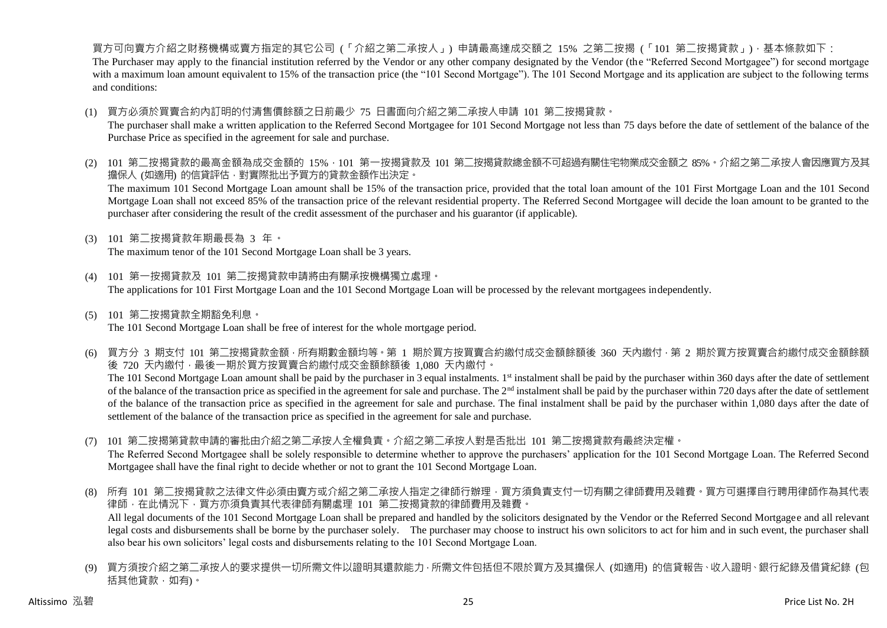買方可向賣方介紹之財務機構或賣方指定的其它公司 (「介紹之第二承按人」) 申請最高達成交額之 15% 之第二按揭 (「101 第二按揭貸款」)，基本條款如下：

The Purchaser may apply to the financial institution referred by the Vendor or any other company designated by the Vendor (the "Referred Second Mortgagee") for second mortgage with a maximum loan amount equivalent to 15% of the transaction price (the "101 Second Mortgage"). The 101 Second Mortgage and its application are subject to the following terms and conditions:

(1) 買方必須於買賣合約內訂明的付清售價餘額之日前最少 75 日書面向介紹之第二承按人申請 101 第二按揭貸款。
The purchaser shall make a written application to the Referred Second Mortgagee for 101 Second Mortgage not less than 75 days before the date of settlement of the balance of the Purchase Price as specified in the agreement for sale and purchase.

(2) 101 第二按揭貸款的最高金額為成交金額的 15%，101 第一按揭貸款及 101 第二按揭貸款總金額不可超過有關住宅物業成交金額之 85%。介紹之第二承按人會因應買方及其擔保人 (如適用) 的信貸評估，對實際批出予買方的貸款金額作出決定。
The maximum 101 Second Mortgage Loan amount shall be 15% of the transaction price, provided that the total loan amount of the 101 First Mortgage Loan and the 101 Second Mortgage Loan shall not exceed 85% of the transaction price of the relevant residential property. The Referred Second Mortgagee will decide the loan amount to be granted to the purchaser after considering the result of the credit assessment of the purchaser and his guarantor (if applicable).

(3) 101 第二按揭貸款年期最長為 3 年。
The maximum tenor of the 101 Second Mortgage Loan shall be 3 years.

(4) 101 第一按揭貸款及 101 第二按揭貸款申請將由有關承按機構獨立處理。
The applications for 101 First Mortgage Loan and the 101 Second Mortgage Loan will be processed by the relevant mortgagees independently.

(5) 101 第二按揭貸款全期豁免利息。
The 101 Second Mortgage Loan shall be free of interest for the whole mortgage period.

(6) 買方分 3 期支付 101 第二按揭貸款金額，所有期數金額均等。第 1 期於買方按買賣合約繳付成交金額餘額後 360 天內繳付，第 2 期於買方按買賣合約繳付成交金額餘額後 720 天內繳付，最後一期於買方按買賣合約繳付成交金額餘額後 1,080 天內繳付。
The 101 Second Mortgage Loan amount shall be paid by the purchaser in 3 equal instalments. 1st instalment shall be paid by the purchaser within 360 days after the date of settlement of the balance of the transaction price as specified in the agreement for sale and purchase. The 2nd instalment shall be paid by the purchaser within 720 days after the date of settlement of the balance of the transaction price as specified in the agreement for sale and purchase. The final instalment shall be paid by the purchaser within 1,080 days after the date of settlement of the balance of the transaction price as specified in the agreement for sale and purchase.

(7) 101 第二按揭第貸款申請的審批由介紹之第二承按人全權負責。介紹之第二承按人對是否批出 101 第二按揭貸款有最終決定權。
The Referred Second Mortgagee shall be solely responsible to determine whether to approve the purchasers' application for the 101 Second Mortgage Loan. The Referred Second Mortgagee shall have the final right to decide whether or not to grant the 101 Second Mortgage Loan.

(8) 所有 101 第二按揭貸款之法律文件必須由賣方或介紹之第二承按人指定之律師行辦理，買方須負責支付一切有關之律師費用及雜費。買方可選擇自行聘用律師作為其代表律師，在此情況下，買方亦須負責其代表律師有關處理 101 第二按揭貸款的律師費用及雜費。
All legal documents of the 101 Second Mortgage Loan shall be prepared and handled by the solicitors designated by the Vendor or the Referred Second Mortgagee and all relevant legal costs and disbursements shall be borne by the purchaser solely. The purchaser may choose to instruct his own solicitors to act for him and in such event, the purchaser shall also bear his own solicitors' legal costs and disbursements relating to the 101 Second Mortgage Loan.

(9) 買方須按介紹之第二承按人的要求提供一切所需文件以證明其還款能力，所需文件包括但不限於買方及其擔保人 (如適用) 的信貸報告、收入證明、銀行紀錄及借貸紀錄 (包括其他貸款，如有)。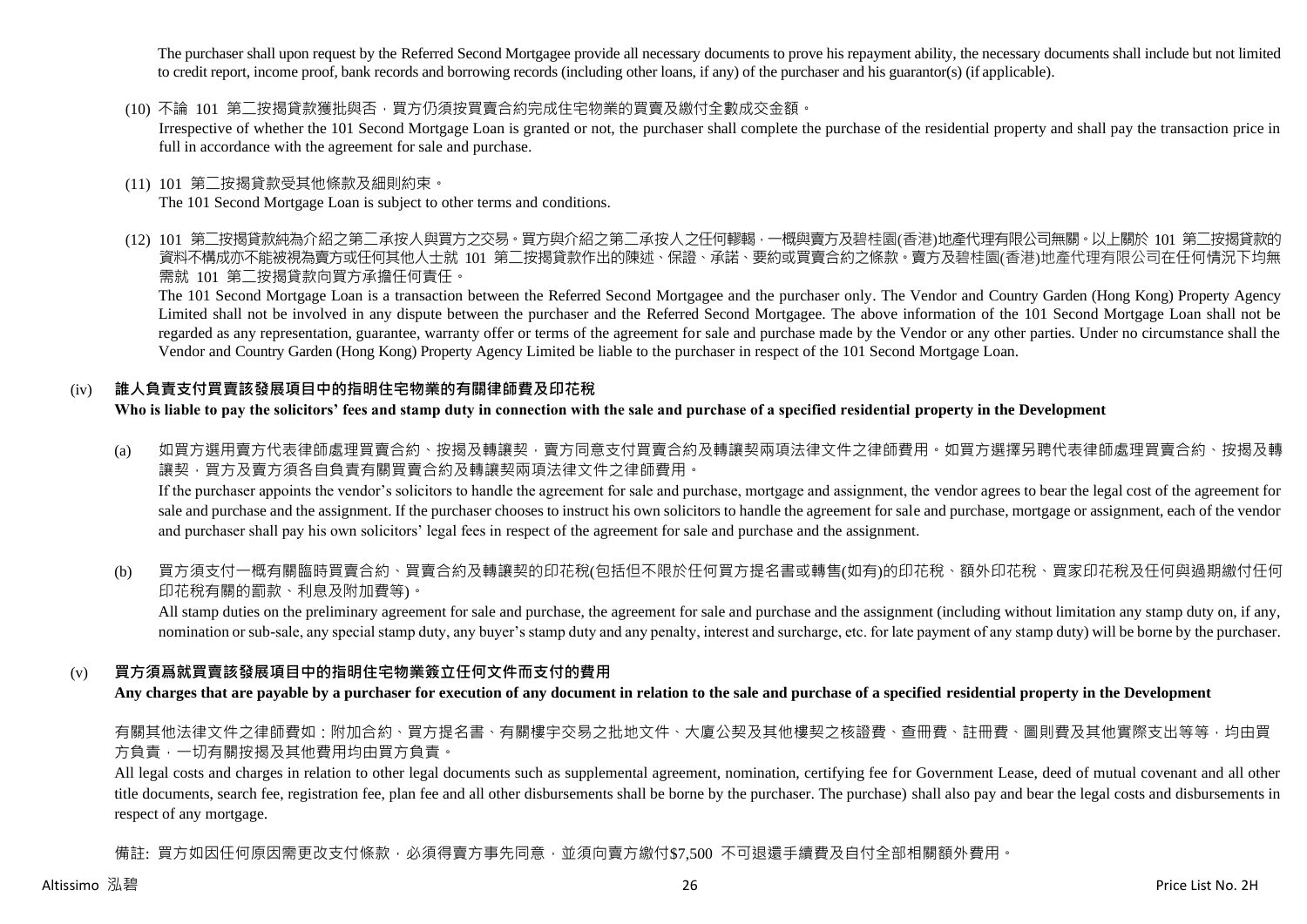The purchaser shall upon request by the Referred Second Mortgagee provide all necessary documents to prove his repayment ability, the necessary documents shall include but not limited to credit report, income proof, bank records and borrowing records (including other loans, if any) of the purchaser and his guarantor(s) (if applicable).

(10) 不論 101 第二按揭貸款獲批與否，買方仍須按買賣合約完成住宅物業的買賣及繳付全數成交金額。
Irrespective of whether the 101 Second Mortgage Loan is granted or not, the purchaser shall complete the purchase of the residential property and shall pay the transaction price in full in accordance with the agreement for sale and purchase.

(11) 101 第二按揭貸款受其他條款及細則約束。
The 101 Second Mortgage Loan is subject to other terms and conditions.

(12) 101 第二按揭貸款純為介紹之第二承按人與買方之交易。買方與介紹之第二承按人之任何轇轕，一概與賣方及碧桂園(香港)地產代理有限公司無關。以上關於 101 第二按揭貸款的資料不構成亦不能被視為賣方或任何其他人士就 101 第二按揭貸款作出的陳述、保證、承諾、要約或買賣合約之條款。賣方及碧桂園(香港)地產代理有限公司在任何情況下均無需就 101 第二按揭貸款向買方承擔任何責任。
The 101 Second Mortgage Loan is a transaction between the Referred Second Mortgagee and the purchaser only. The Vendor and Country Garden (Hong Kong) Property Agency Limited shall not be involved in any dispute between the purchaser and the Referred Second Mortgagee. The above information of the 101 Second Mortgage Loan shall not be regarded as any representation, guarantee, warranty offer or terms of the agreement for sale and purchase made by the Vendor or any other parties. Under no circumstance shall the Vendor and Country Garden (Hong Kong) Property Agency Limited be liable to the purchaser in respect of the 101 Second Mortgage Loan.

## (iv) 誰人負責支付買賣該發展項目中的指明住宅物業的有關律師費及印花稅
**Who is liable to pay the solicitors' fees and stamp duty in connection with the sale and purchase of a specified residential property in the Development**

(a) 如買方選用賣方代表律師處理買賣合約、按揭及轉讓契，賣方同意支付買賣合約及轉讓契兩項法律文件之律師費用。如買方選擇另聘代表律師處理買賣合約、按揭及轉讓契，買方及賣方須各自負責有關買賣合約及轉讓契兩項法律文件之律師費用。
If the purchaser appoints the vendor's solicitors to handle the agreement for sale and purchase, mortgage and assignment, the vendor agrees to bear the legal cost of the agreement for sale and purchase and the assignment. If the purchaser chooses to instruct his own solicitors to handle the agreement for sale and purchase, mortgage or assignment, each of the vendor and purchaser shall pay his own solicitors' legal fees in respect of the agreement for sale and purchase and the assignment.

(b) 買方須支付一概有關臨時買賣合約、買賣合約及轉讓契的印花稅(包括但不限於任何買方提名書或轉售(如有)的印花稅、額外印花稅、買家印花稅及任何與過期繳付任何印花稅有關的罰款、利息及附加費等)。
All stamp duties on the preliminary agreement for sale and purchase, the agreement for sale and purchase and the assignment (including without limitation any stamp duty on, if any, nomination or sub-sale, any special stamp duty, any buyer's stamp duty and any penalty, interest and surcharge, etc. for late payment of any stamp duty) will be borne by the purchaser.

## (v) 買方須爲就買賣該發展項目中的指明住宅物業簽立任何文件而支付的費用
**Any charges that are payable by a purchaser for execution of any document in relation to the sale and purchase of a specified residential property in the Development**

有關其他法律文件之律師費如：附加合約、買方提名書、有關樓宇交易之批地文件、大廈公契及其他樓契之核證費、查冊費、註冊費、圖則費及其他實際支出等等，均由買方負責，一切有關按揭及其他費用均由買方負責。
All legal costs and charges in relation to other legal documents such as supplemental agreement, nomination, certifying fee for Government Lease, deed of mutual covenant and all other title documents, search fee, registration fee, plan fee and all other disbursements shall be borne by the purchaser. The purchase) shall also pay and bear the legal costs and disbursements in respect of any mortgage.

備註: 買方如因任何原因需更改支付條款，必須得賣方事先同意，並須向賣方繳付$7,500 不可退還手續費及自付全部相關額外費用。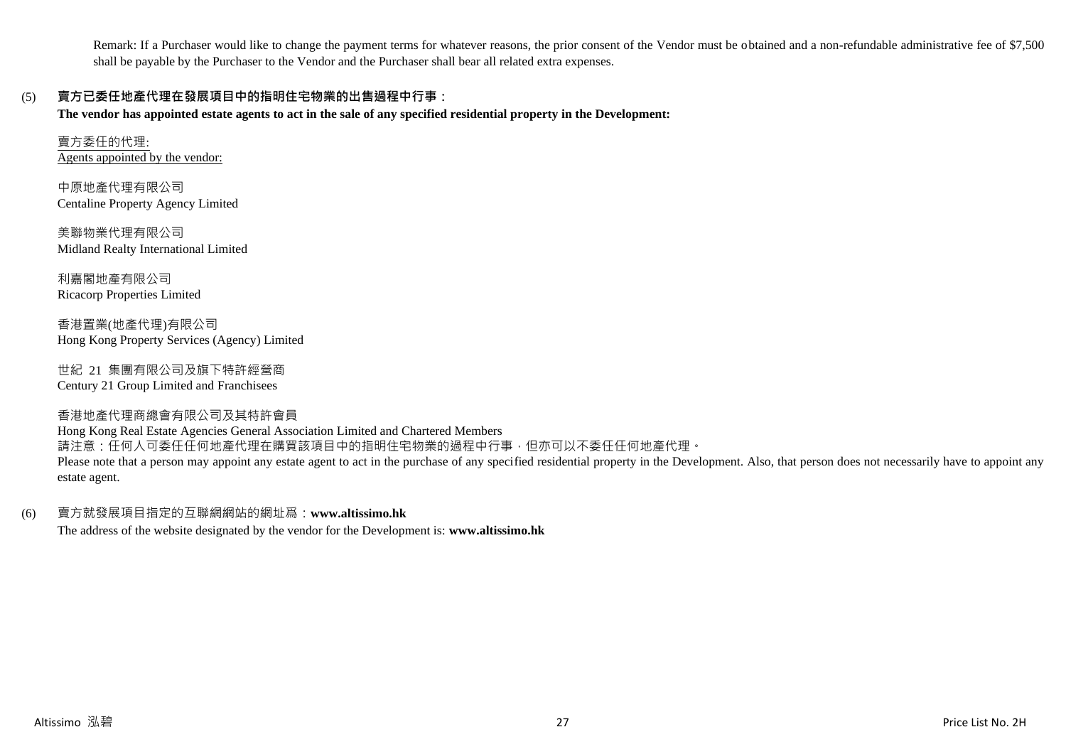Remark: If a Purchaser would like to change the payment terms for whatever reasons, the prior consent of the Vendor must be obtained and a non-refundable administrative fee of $7,500 shall be payable by the Purchaser to the Vendor and the Purchaser shall bear all related extra expenses.

(5) **賣方已委任地產代理在發展項目中的指明住宅物業的出售過程中行事：**

**The vendor has appointed estate agents to act in the sale of any specified residential property in the Development:**

賣方委任的代理:
Agents appointed by the vendor:

中原地產代理有限公司
Centaline Property Agency Limited

美聯物業代理有限公司
Midland Realty International Limited

利嘉閣地產有限公司
Ricacorp Properties Limited

香港置業(地產代理)有限公司
Hong Kong Property Services (Agency) Limited

世紀 21 集團有限公司及旗下特許經營商
Century 21 Group Limited and Franchisees

香港地產代理商總會有限公司及其特許會員
Hong Kong Real Estate Agencies General Association Limited and Chartered Members

請注意：任何人可委任任何地產代理在購買該項目中的指明住宅物業的過程中行事，但亦可以不委任任何地產代理。

Please note that a person may appoint any estate agent to act in the purchase of any specified residential property in the Development. Also, that person does not necessarily have to appoint any estate agent.

(6) 賣方就發展項目指定的互聯網網站的網址為：**www.altissimo.hk**

The address of the website designated by the vendor for the Development is: **www.altissimo.hk**